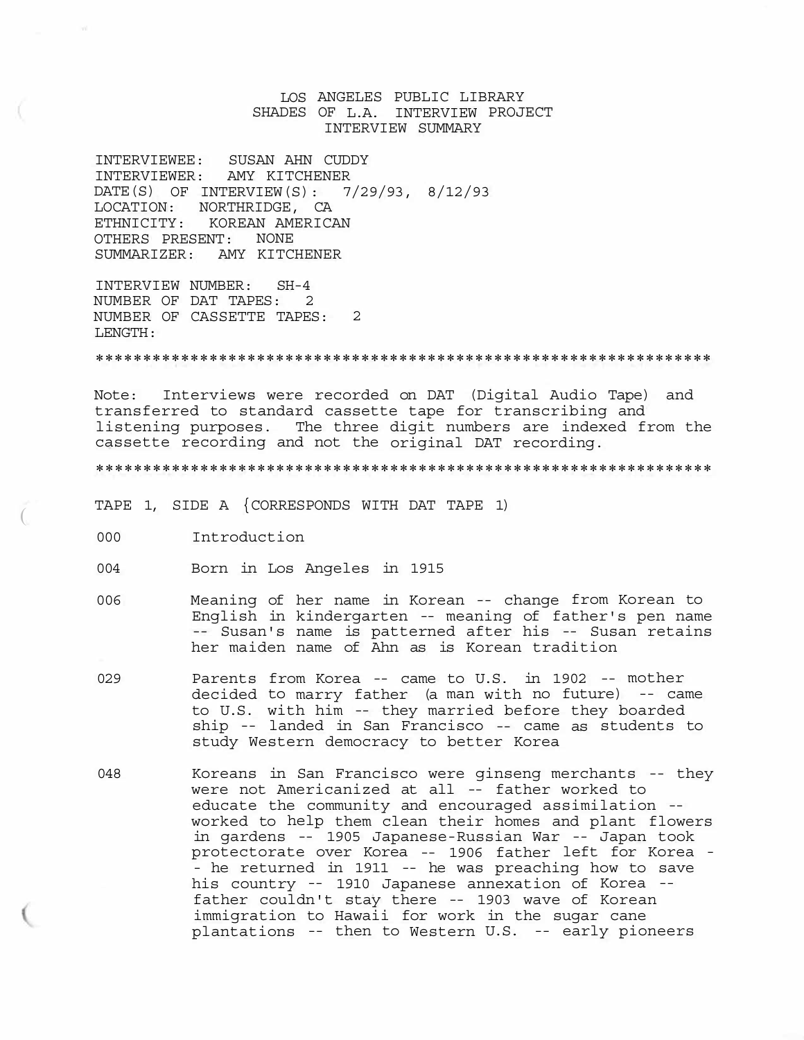# LOS ANGELES PUBLIC LIBRARY
## SHADES OF L.A. INTERVIEW PROJECT
## INTERVIEW SUMMARY

INTERVIEWEE: SUSAN AHN CUDDY
INTERVIEWER: AMY KITCHENER
DATE(S) OF INTERVIEW(S): 7/29/93, 8/12/93
LOCATION: NORTHRIDGE, CA
ETHNICITY: KOREAN AMERICAN
OTHERS PRESENT: NONE
SUMMARIZER: AMY KITCHENER

INTERVIEW NUMBER: SH-4
NUMBER OF DAT TAPES: 2
NUMBER OF CASSETTE TAPES: 2
LENGTH:

*******************************************************************

Note: Interviews were recorded on DAT (Digital Audio Tape) and transferred to standard cassette tape for transcribing and listening purposes. The three digit numbers are indexed from the cassette recording and not the original DAT recording.

*******************************************************************

TAPE 1, SIDE A {CORRESPONDS WITH DAT TAPE 1)

000 Introduction

004 Born in Los Angeles in 1915

006 Meaning of her name in Korean -- change from Korean to English in kindergarten -- meaning of father's pen name -- Susan's name is patterned after his -- Susan retains her maiden name of Ahn as is Korean tradition

029 Parents from Korea -- came to U.S. in 1902 -- mother decided to marry father (a man with no future) -- came to U.S. with him -- they married before they boarded ship -- landed in San Francisco -- came as students to study Western democracy to better Korea

048 Koreans in San Francisco were ginseng merchants -- they were not Americanized at all -- father worked to educate the community and encouraged assimilation -- worked to help them clean their homes and plant flowers in gardens -- 1905 Japanese-Russian War -- Japan took protectorate over Korea -- 1906 father left for Korea -- he returned in 1911 -- he was preaching how to save his country -- 1910 Japanese annexation of Korea -- father couldn't stay there -- 1903 wave of Korean immigration to Hawaii for work in the sugar cane plantations -- then to Western U.S. -- early pioneers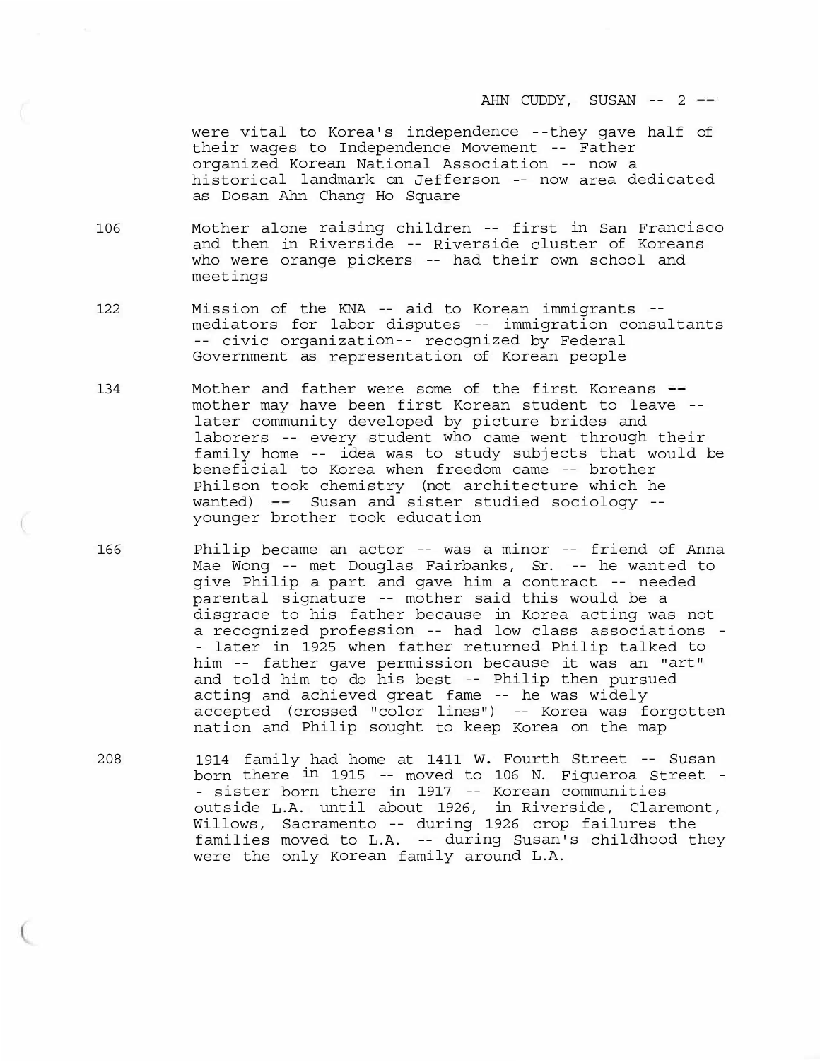were vital to Korea's independence --they gave half of their wages to Independence Movement -- Father organized Korean National Association -- now a historical landmark on Jefferson -- now area dedicated as Dosan Ahn Chang Ho Square

106 Mother alone raising children -- first in San Francisco and then in Riverside -- Riverside cluster of Koreans who were orange pickers -- had their own school and meetings

122 Mission of the KNA -- aid to Korean immigrants -- mediators for labor disputes -- immigration consultants -- civic organization-- recognized by Federal Government as representation of Korean people

134 Mother and father were some of the first Koreans -- mother may have been first Korean student to leave -- later community developed by picture brides and laborers -- every student who came went through their family home -- idea was to study subjects that would be beneficial to Korea when freedom came -- brother Philson took chemistry (not architecture which he wanted) -- Susan and sister studied sociology -- younger brother took education

166 Philip became an actor -- was a minor -- friend of Anna Mae Wong -- met Douglas Fairbanks, Sr. -- he wanted to give Philip a part and gave him a contract -- needed parental signature -- mother said this would be a disgrace to his father because in Korea acting was not a recognized profession -- had low class associations -- later in 1925 when father returned Philip talked to him -- father gave permission because it was an "art" and told him to do his best -- Philip then pursued acting and achieved great fame -- he was widely accepted (crossed "color lines") -- Korea was forgotten nation and Philip sought to keep Korea on the map

208 1914 family had home at 1411 W. Fourth Street -- Susan born there in 1915 -- moved to 106 N. Figueroa Street -- sister born there in 1917 -- Korean communities outside L.A. until about 1926, in Riverside, Claremont, Willows, Sacramento -- during 1926 crop failures the families moved to L.A. -- during Susan's childhood they were the only Korean family around L.A.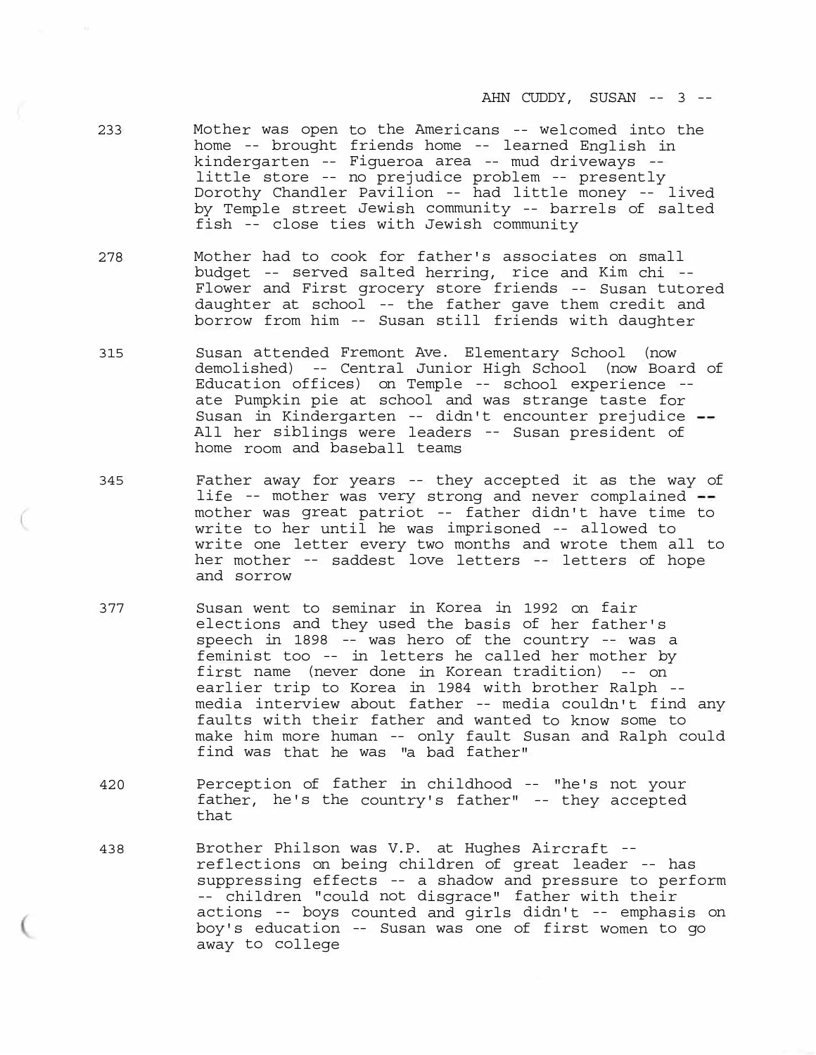233 Mother was open to the Americans -- welcomed into the home -- brought friends home -- learned English in kindergarten -- Figueroa area -- mud driveways -- little store -- no prejudice problem -- presently Dorothy Chandler Pavilion -- had little money -- lived by Temple street Jewish community -- barrels of salted fish -- close ties with Jewish community

278 Mother had to cook for father's associates on small budget -- served salted herring, rice and Kim chi -- Flower and First grocery store friends -- Susan tutored daughter at school -- the father gave them credit and borrow from him -- Susan still friends with daughter

315 Susan attended Fremont Ave. Elementary School (now demolished) -- Central Junior High School (now Board of Education offices) on Temple -- school experience -- ate Pumpkin pie at school and was strange taste for Susan in Kindergarten -- didn't encounter prejudice -- All her siblings were leaders -- Susan president of home room and baseball teams

345 Father away for years -- they accepted it as the way of life -- mother was very strong and never complained -- mother was great patriot -- father didn't have time to write to her until he was imprisoned -- allowed to write one letter every two months and wrote them all to her mother -- saddest love letters -- letters of hope and sorrow

377 Susan went to seminar in Korea in 1992 on fair elections and they used the basis of her father's speech in 1898 -- was hero of the country -- was a feminist too -- in letters he called her mother by first name (never done in Korean tradition) -- on earlier trip to Korea in 1984 with brother Ralph -- media interview about father -- media couldn't find any faults with their father and wanted to know some to make him more human -- only fault Susan and Ralph could find was that he was "a bad father"

420 Perception of father in childhood -- "he's not your father, he's the country's father" -- they accepted that

438 Brother Philson was V.P. at Hughes Aircraft -- reflections on being children of great leader -- has suppressing effects -- a shadow and pressure to perform -- children "could not disgrace" father with their actions -- boys counted and girls didn't -- emphasis on boy's education -- Susan was one of first women to go away to college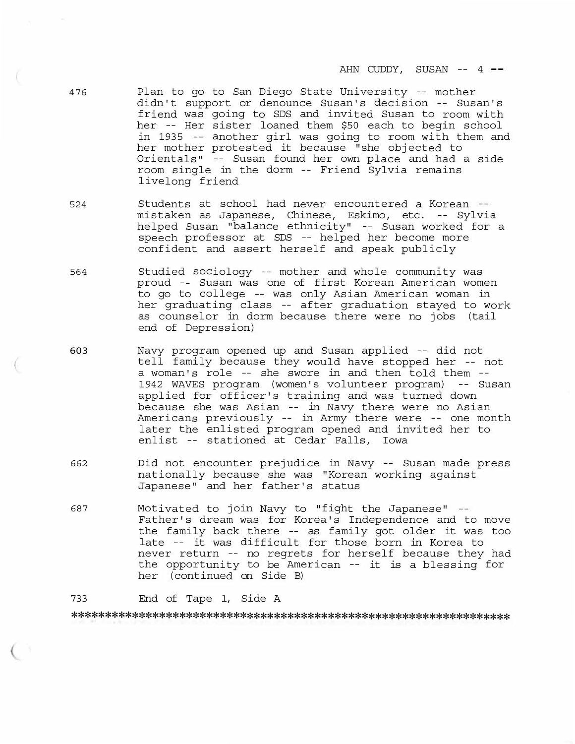476 Plan to go to San Diego State University -- mother didn't support or denounce Susan's decision -- Susan's friend was going to SDS and invited Susan to room with her -- Her sister loaned them $50 each to begin school in 1935 -- another girl was going to room with them and her mother protested it because "she objected to Orientals" -- Susan found her own place and had a side room single in the dorm -- Friend Sylvia remains livelong friend

524 Students at school had never encountered a Korean -- mistaken as Japanese, Chinese, Eskimo, etc. -- Sylvia helped Susan "balance ethnicity" -- Susan worked for a speech professor at SDS -- helped her become more confident and assert herself and speak publicly

564 Studied sociology -- mother and whole community was proud -- Susan was one of first Korean American women to go to college -- was only Asian American woman in her graduating class -- after graduation stayed to work as counselor in dorm because there were no jobs (tail end of Depression)

603 Navy program opened up and Susan applied -- did not tell family because they would have stopped her -- not a woman's role -- she swore in and then told them -- 1942 WAVES program (women's volunteer program) -- Susan applied for officer's training and was turned down because she was Asian -- in Navy there were no Asian Americans previously -- in Army there were -- one month later the enlisted program opened and invited her to enlist -- stationed at Cedar Falls, Iowa

662 Did not encounter prejudice in Navy -- Susan made press nationally because she was "Korean working against Japanese" and her father's status

687 Motivated to join Navy to "fight the Japanese" -- Father's dream was for Korea's Independence and to move the family back there -- as family got older it was too late -- it was difficult for those born in Korea to never return -- no regrets for herself because they had the opportunity to be American -- it is a blessing for her (continued on Side B)

733 End of Tape 1, Side A

****************************************************************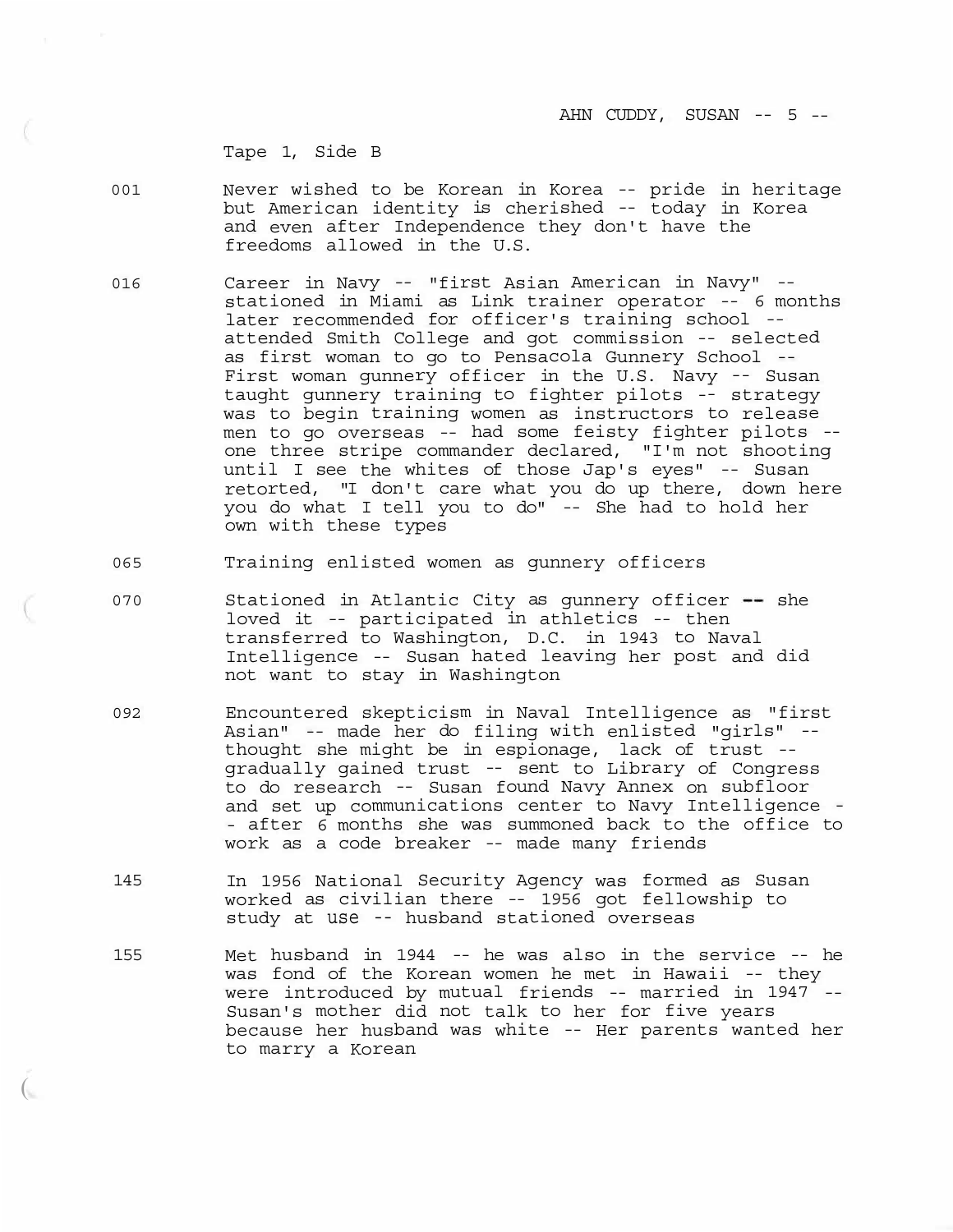Tape 1, Side B

| | |
|---|---|
| 001 | Never wished to be Korean in Korea -- pride in heritage but American identity is cherished -- today in Korea and even after Independence they don't have the freedoms allowed in the U.S. |
| 016 | Career in Navy -- "first Asian American in Navy" -- stationed in Miami as Link trainer operator -- 6 months later recommended for officer's training school -- attended Smith College and got commission -- selected as first woman to go to Pensacola Gunnery School -- First woman gunnery officer in the U.S. Navy -- Susan taught gunnery training to fighter pilots -- strategy was to begin training women as instructors to release men to go overseas -- had some feisty fighter pilots -- one three stripe commander declared, "I'm not shooting until I see the whites of those Jap's eyes" -- Susan retorted, "I don't care what you do up there, down here you do what I tell you to do" -- She had to hold her own with these types |
| 065 | Training enlisted women as gunnery officers |
| 070 | Stationed in Atlantic City as gunnery officer -- she loved it -- participated in athletics -- then transferred to Washington, D.C. in 1943 to Naval Intelligence -- Susan hated leaving her post and did not want to stay in Washington |
| 092 | Encountered skepticism in Naval Intelligence as "first Asian" -- made her do filing with enlisted "girls" -- thought she might be in espionage, lack of trust -- gradually gained trust -- sent to Library of Congress to do research -- Susan found Navy Annex on subfloor and set up communications center to Navy Intelligence -- after 6 months she was summoned back to the office to work as a code breaker -- made many friends |
| 145 | In 1956 National Security Agency was formed as Susan worked as civilian there -- 1956 got fellowship to study at USC -- husband stationed overseas |
| 155 | Met husband in 1944 -- he was also in the service -- he was fond of the Korean women he met in Hawaii -- they were introduced by mutual friends -- married in 1947 -- Susan's mother did not talk to her for five years because her husband was white -- Her parents wanted her to marry a Korean |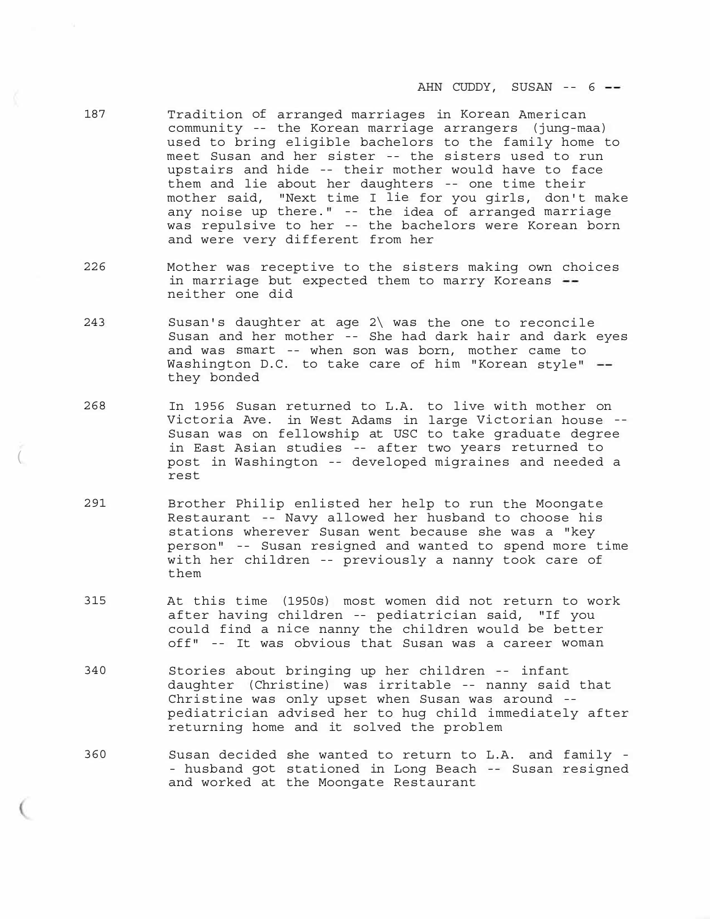187 Tradition of arranged marriages in Korean American community -- the Korean marriage arrangers (jung-maa) used to bring eligible bachelors to the family home to meet Susan and her sister -- the sisters used to run upstairs and hide -- their mother would have to face them and lie about her daughters -- one time their mother said, "Next time I lie for you girls, don't make any noise up there." -- the idea of arranged marriage was repulsive to her -- the bachelors were Korean born and were very different from her

226 Mother was receptive to the sisters making own choices in marriage but expected them to marry Koreans -- neither one did

243 Susan's daughter at age 2\ was the one to reconcile Susan and her mother -- She had dark hair and dark eyes and was smart -- when son was born, mother came to Washington D.C. to take care of him "Korean style" -- they bonded

268 In 1956 Susan returned to L.A. to live with mother on Victoria Ave. in West Adams in large Victorian house -- Susan was on fellowship at USC to take graduate degree in East Asian studies -- after two years returned to post in Washington -- developed migraines and needed a rest

291 Brother Philip enlisted her help to run the Moongate Restaurant -- Navy allowed her husband to choose his stations wherever Susan went because she was a "key person" -- Susan resigned and wanted to spend more time with her children -- previously a nanny took care of them

315 At this time (1950s) most women did not return to work after having children -- pediatrician said, "If you could find a nice nanny the children would be better off" -- It was obvious that Susan was a career woman

340 Stories about bringing up her children -- infant daughter (Christine) was irritable -- nanny said that Christine was only upset when Susan was around -- pediatrician advised her to hug child immediately after returning home and it solved the problem

360 Susan decided she wanted to return to L.A. and family -- husband got stationed in Long Beach -- Susan resigned and worked at the Moongate Restaurant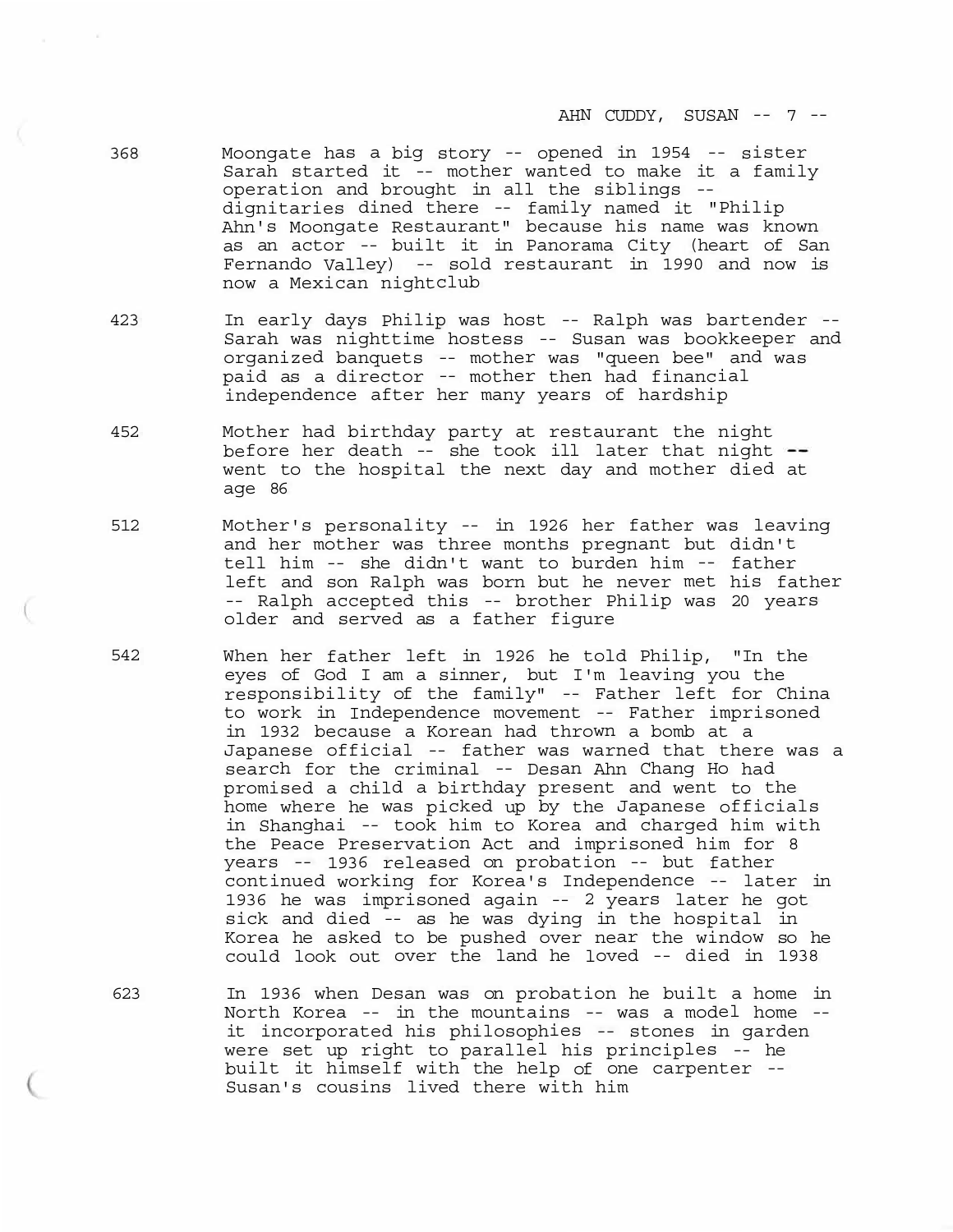368 Moongate has a big story -- opened in 1954 -- sister Sarah started it -- mother wanted to make it a family operation and brought in all the siblings -- dignitaries dined there -- family named it "Philip Ahn's Moongate Restaurant" because his name was known as an actor -- built it in Panorama City (heart of San Fernando Valley) -- sold restaurant in 1990 and now is now a Mexican nightclub

423 In early days Philip was host -- Ralph was bartender -- Sarah was nighttime hostess -- Susan was bookkeeper and organized banquets -- mother was "queen bee" and was paid as a director -- mother then had financial independence after her many years of hardship

452 Mother had birthday party at restaurant the night before her death -- she took ill later that night -- went to the hospital the next day and mother died at age 86

512 Mother's personality -- in 1926 her father was leaving and her mother was three months pregnant but didn't tell him -- she didn't want to burden him -- father left and son Ralph was born but he never met his father -- Ralph accepted this -- brother Philip was 20 years older and served as a father figure

542 When her father left in 1926 he told Philip, "In the eyes of God I am a sinner, but I'm leaving you the responsibility of the family" -- Father left for China to work in Independence movement -- Father imprisoned in 1932 because a Korean had thrown a bomb at a Japanese official -- father was warned that there was a search for the criminal -- Desan Ahn Chang Ho had promised a child a birthday present and went to the home where he was picked up by the Japanese officials in Shanghai -- took him to Korea and charged him with the Peace Preservation Act and imprisoned him for 8 years -- 1936 released on probation -- but father continued working for Korea's Independence -- later in 1936 he was imprisoned again -- 2 years later he got sick and died -- as he was dying in the hospital in Korea he asked to be pushed over near the window so he could look out over the land he loved -- died in 1938

623 In 1936 when Desan was on probation he built a home in North Korea -- in the mountains -- was a model home -- it incorporated his philosophies -- stones in garden were set up right to parallel his principles -- he built it himself with the help of one carpenter -- Susan's cousins lived there with him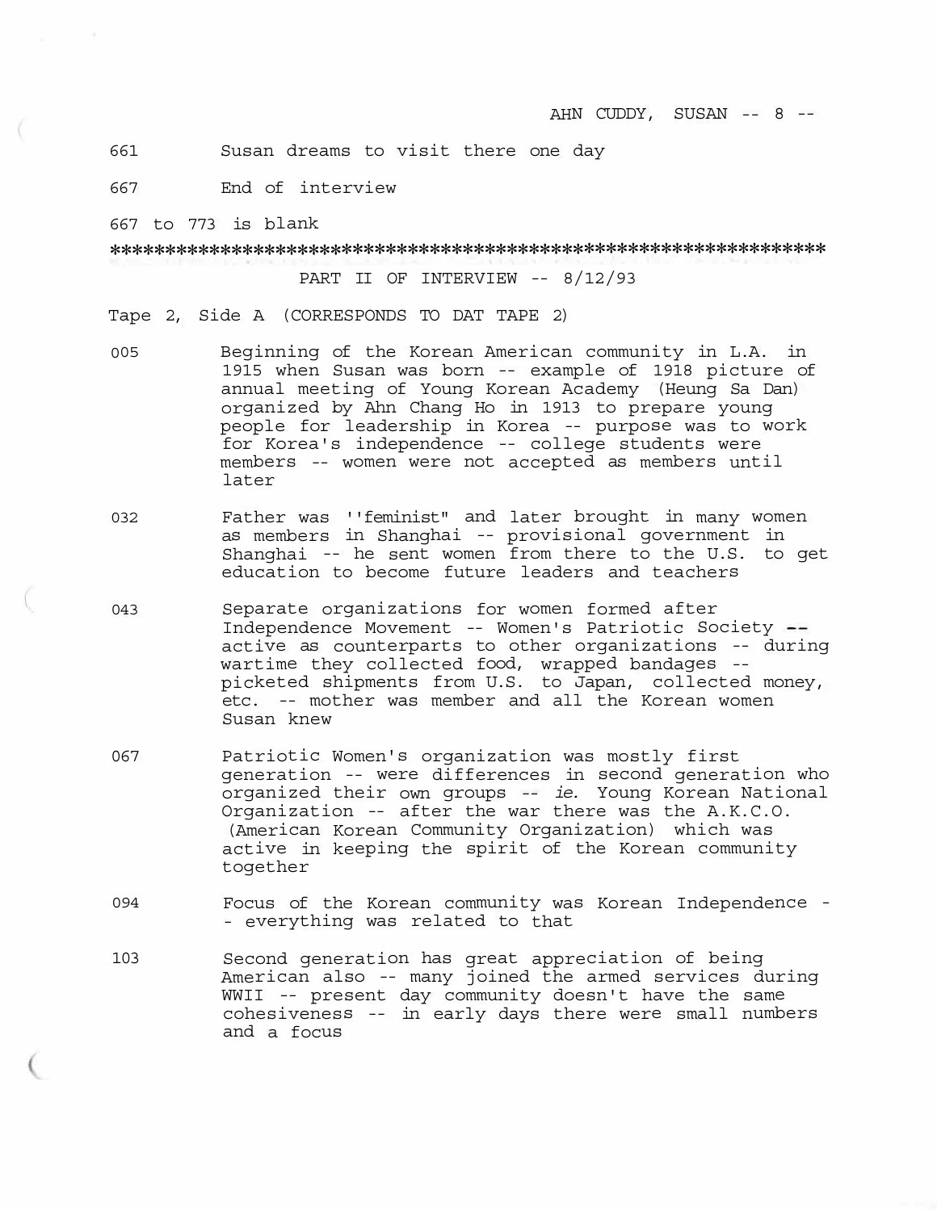661 Susan dreams to visit there one day

667 End of interview

667 to 773 is blank

\*\*\*\*\*\*\*\*\*\*\*\*\*\*\*\*\*\*\*\*\*\*\*\*\*\*\*\*\*\*\*\*\*\*\*\*\*\*\*\*\*\*\*\*\*\*\*\*\*\*\*\*\*\*\*\*\*\*\*\*\*\*\*\*

PART II OF INTERVIEW -- 8/12/93

Tape 2, Side A (CORRESPONDS TO DAT TAPE 2)

005 Beginning of the Korean American community in L.A. in 1915 when Susan was born -- example of 1918 picture of annual meeting of Young Korean Academy (Heung Sa Dan) organized by Ahn Chang Ho in 1913 to prepare young people for leadership in Korea -- purpose was to work for Korea's independence -- college students were members -- women were not accepted as members until later

032 Father was ''feminist" and later brought in many women as members in Shanghai -- provisional government in Shanghai -- he sent women from there to the U.S. to get education to become future leaders and teachers

043 Separate organizations for women formed after Independence Movement -- Women's Patriotic Society -- active as counterparts to other organizations -- during wartime they collected food, wrapped bandages -- picketed shipments from U.S. to Japan, collected money, etc. -- mother was member and all the Korean women Susan knew

067 Patriotic Women's organization was mostly first generation -- were differences in second generation who organized their own groups -- *ie.* Young Korean National Organization -- after the war there was the A.K.C.O. (American Korean Community Organization) which was active in keeping the spirit of the Korean community together

094 Focus of the Korean community was Korean Independence -- everything was related to that

103 Second generation has great appreciation of being American also -- many joined the armed services during WWII -- present day community doesn't have the same cohesiveness -- in early days there were small numbers and a focus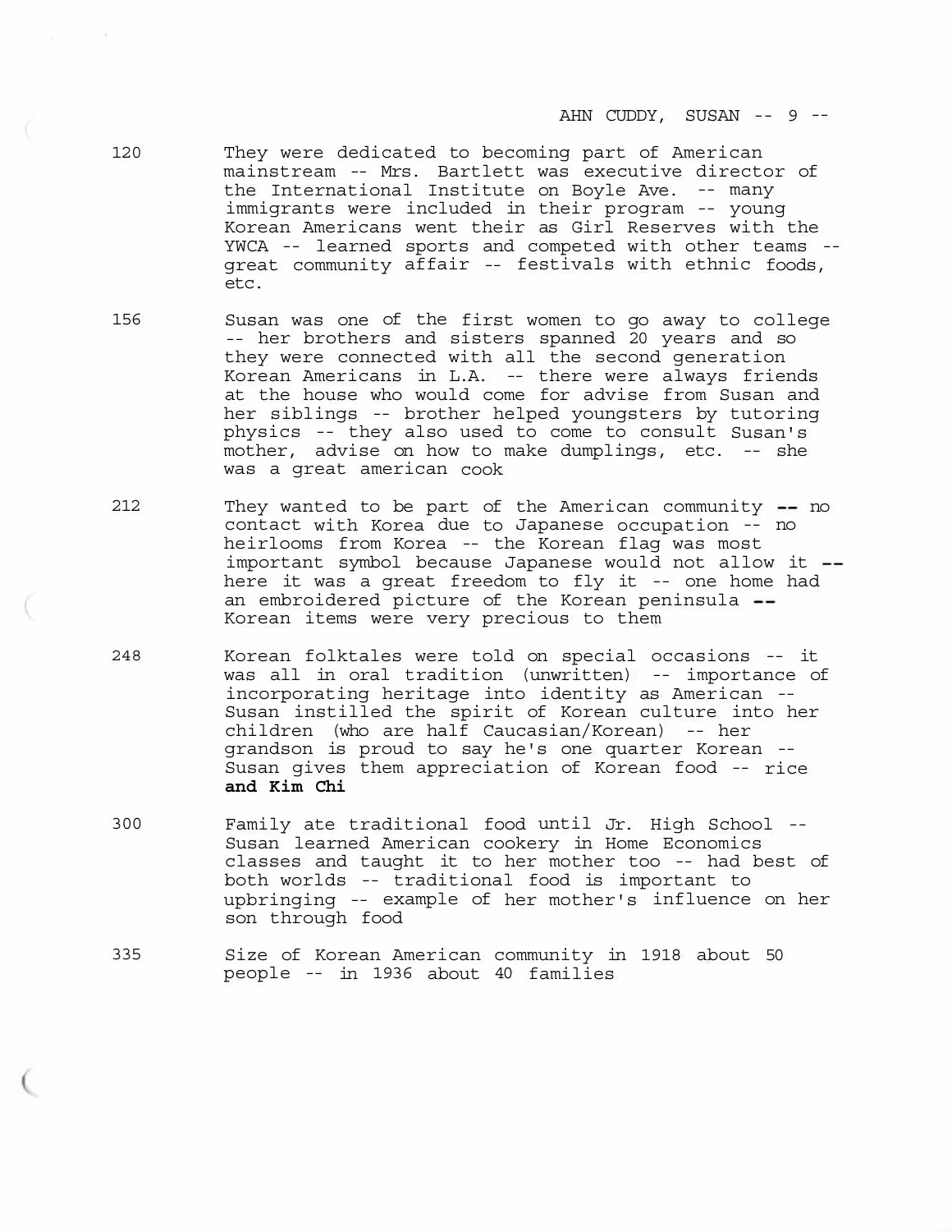120 They were dedicated to becoming part of American mainstream -- Mrs. Bartlett was executive director of the International Institute on Boyle Ave. -- many immigrants were included in their program -- young Korean Americans went their as Girl Reserves with the YWCA -- learned sports and competed with other teams -- great community affair -- festivals with ethnic foods, etc.

156 Susan was one of the first women to go away to college -- her brothers and sisters spanned 20 years and so they were connected with all the second generation Korean Americans in L.A. -- there were always friends at the house who would come for advise from Susan and her siblings -- brother helped youngsters by tutoring physics -- they also used to come to consult Susan's mother, advise on how to make dumplings, etc. -- she was a great american cook

212 They wanted to be part of the American community -- no contact with Korea due to Japanese occupation -- no heirlooms from Korea -- the Korean flag was most important symbol because Japanese would not allow it -- here it was a great freedom to fly it -- one home had an embroidered picture of the Korean peninsula -- Korean items were very precious to them

248 Korean folktales were told on special occasions -- it was all in oral tradition (unwritten) -- importance of incorporating heritage into identity as American -- Susan instilled the spirit of Korean culture into her children (who are half Caucasian/Korean) -- her grandson is proud to say he's one quarter Korean -- Susan gives them appreciation of Korean food -- rice **and Kim Chi**

300 Family ate traditional food until Jr. High School -- Susan learned American cookery in Home Economics classes and taught it to her mother too -- had best of both worlds -- traditional food is important to upbringing -- example of her mother's influence on her son through food

335 Size of Korean American community in 1918 about 50 people -- in 1936 about 40 families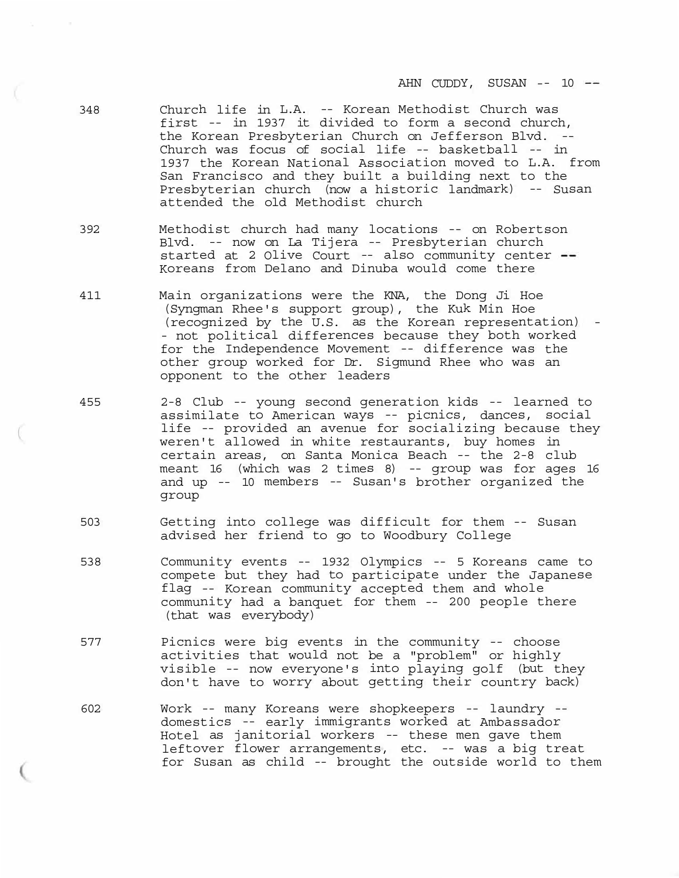348 Church life in L.A. -- Korean Methodist Church was first -- in 1937 it divided to form a second church, the Korean Presbyterian Church on Jefferson Blvd. -- Church was focus of social life -- basketball -- in 1937 the Korean National Association moved to L.A. from San Francisco and they built a building next to the Presbyterian church (now a historic landmark) -- Susan attended the old Methodist church

392 Methodist church had many locations -- on Robertson Blvd. -- now on La Tijera -- Presbyterian church started at 2 Olive Court -- also community center -- Koreans from Delano and Dinuba would come there

411 Main organizations were the KNA, the Dong Ji Hoe (Syngman Rhee's support group), the Kuk Min Hoe (recognized by the U.S. as the Korean representation) -- not political differences because they both worked for the Independence Movement -- difference was the other group worked for Dr. Sigmund Rhee who was an opponent to the other leaders

455 2-8 Club -- young second generation kids -- learned to assimilate to American ways -- picnics, dances, social life -- provided an avenue for socializing because they weren't allowed in white restaurants, buy homes in certain areas, on Santa Monica Beach -- the 2-8 club meant 16 (which was 2 times 8) -- group was for ages 16 and up -- 10 members -- Susan's brother organized the group

503 Getting into college was difficult for them -- Susan advised her friend to go to Woodbury College

538 Community events -- 1932 Olympics -- 5 Koreans came to compete but they had to participate under the Japanese flag -- Korean community accepted them and whole community had a banquet for them -- 200 people there (that was everybody)

577 Picnics were big events in the community -- choose activities that would not be a "problem" or highly visible -- now everyone's into playing golf (but they don't have to worry about getting their country back)

602 Work -- many Koreans were shopkeepers -- laundry -- domestics -- early immigrants worked at Ambassador Hotel as janitorial workers -- these men gave them leftover flower arrangements, etc. -- was a big treat for Susan as child -- brought the outside world to them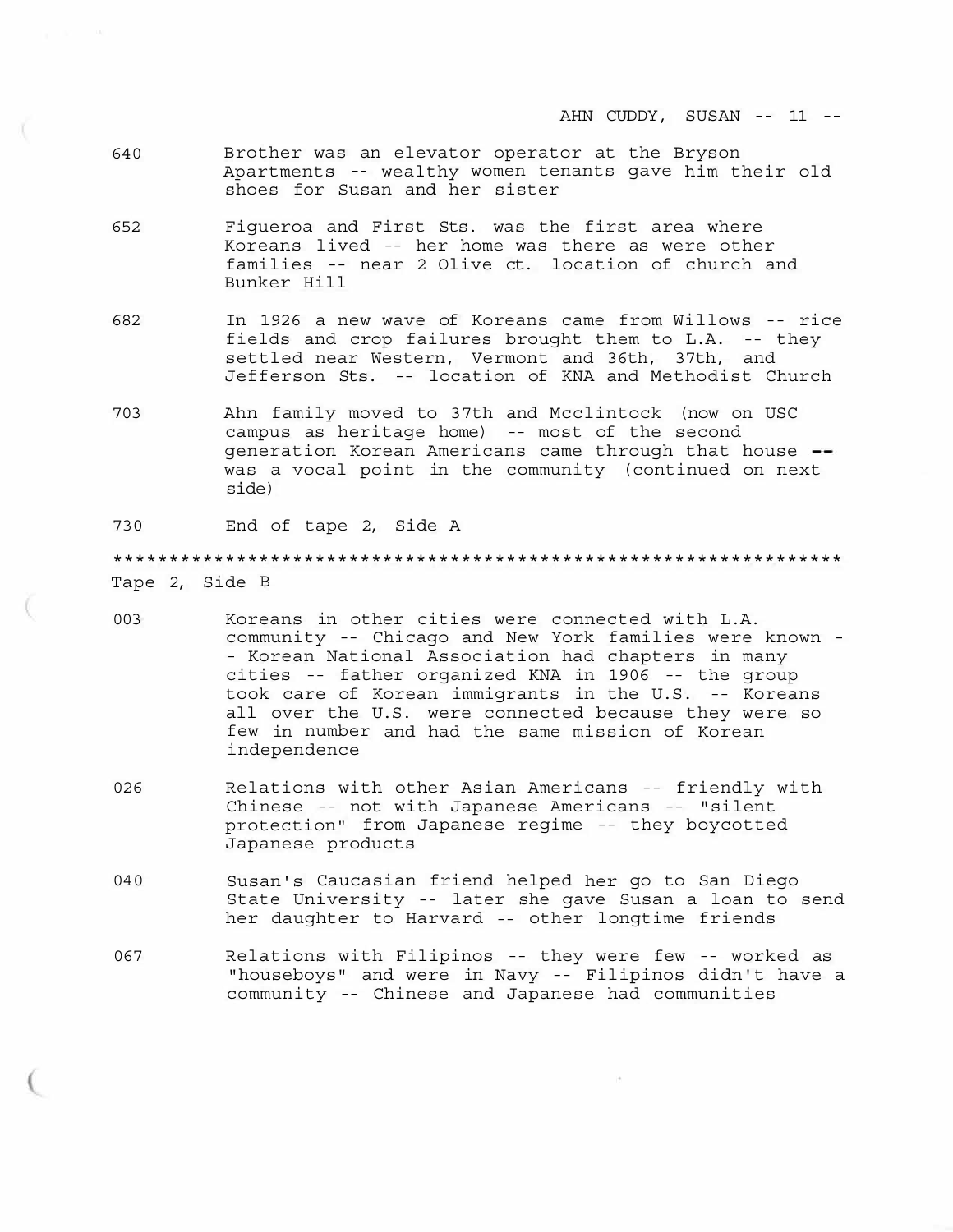640 Brother was an elevator operator at the Bryson Apartments -- wealthy women tenants gave him their old shoes for Susan and her sister

652 Figueroa and First Sts. was the first area where Koreans lived -- her home was there as were other families -- near 2 Olive ct. location of church and Bunker Hill

682 In 1926 a new wave of Koreans came from Willows -- rice fields and crop failures brought them to L.A. -- they settled near Western, Vermont and 36th, 37th, and Jefferson Sts. -- location of KNA and Methodist Church

703 Ahn family moved to 37th and Mcclintock (now on USC campus as heritage home) -- most of the second generation Korean Americans came through that house -- was a vocal point in the community (continued on next side)

730 End of tape 2, Side A

*****************************************************************

Tape 2, Side B

003 Koreans in other cities were connected with L.A. community -- Chicago and New York families were known -- Korean National Association had chapters in many cities -- father organized KNA in 1906 -- the group took care of Korean immigrants in the U.S. -- Koreans all over the U.S. were connected because they were so few in number and had the same mission of Korean independence

026 Relations with other Asian Americans -- friendly with Chinese -- not with Japanese Americans -- "silent protection" from Japanese regime -- they boycotted Japanese products

040 Susan's Caucasian friend helped her go to San Diego State University -- later she gave Susan a loan to send her daughter to Harvard -- other longtime friends

067 Relations with Filipinos -- they were few -- worked as "houseboys" and were in Navy -- Filipinos didn't have a community -- Chinese and Japanese had communities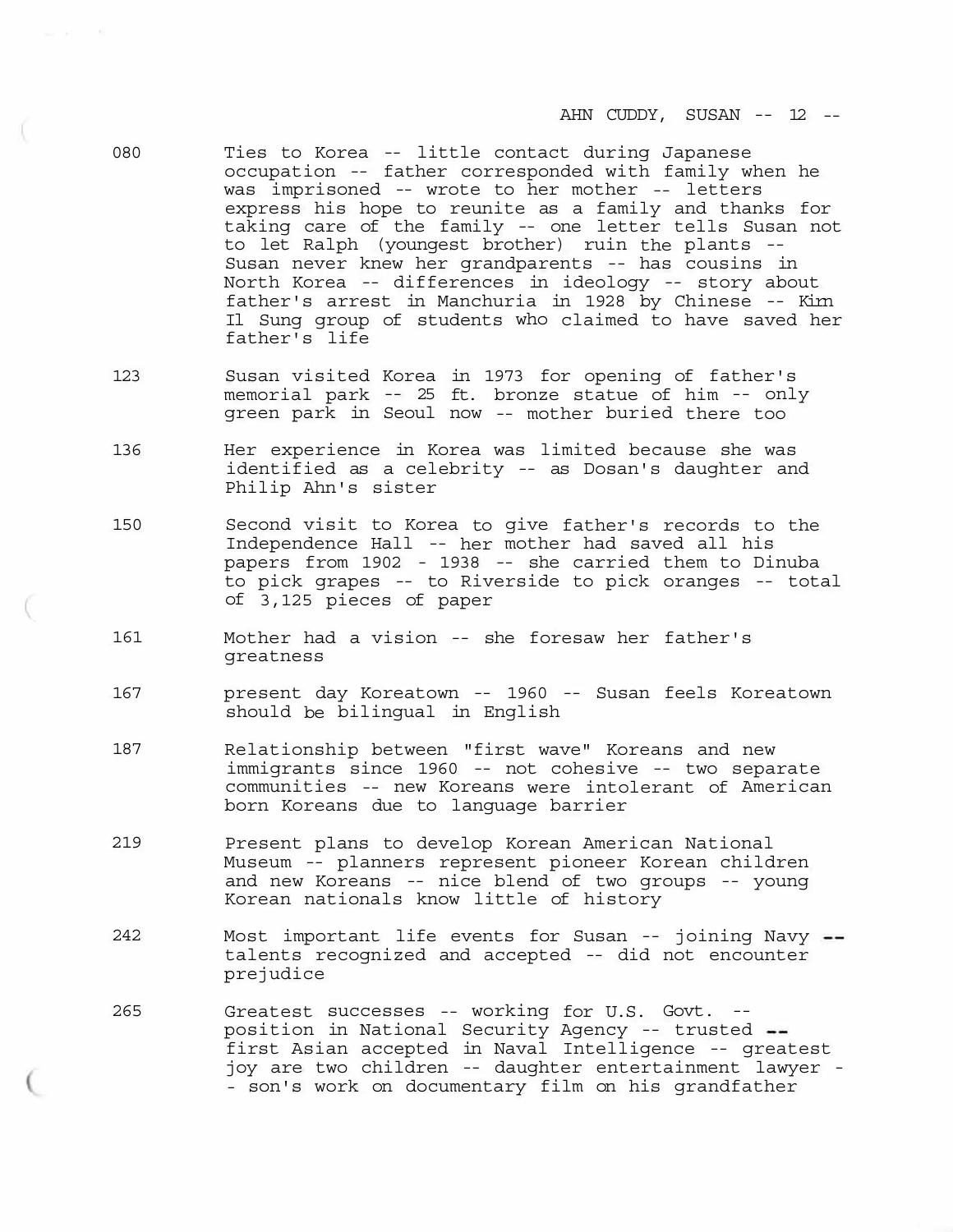080 Ties to Korea -- little contact during Japanese occupation -- father corresponded with family when he was imprisoned -- wrote to her mother -- letters express his hope to reunite as a family and thanks for taking care of the family -- one letter tells Susan not to let Ralph (youngest brother) ruin the plants -- Susan never knew her grandparents -- has cousins in North Korea -- differences in ideology -- story about father's arrest in Manchuria in 1928 by Chinese -- Kim Il Sung group of students who claimed to have saved her father's life

123 Susan visited Korea in 1973 for opening of father's memorial park -- 25 ft. bronze statue of him -- only green park in Seoul now -- mother buried there too

136 Her experience in Korea was limited because she was identified as a celebrity -- as Dosan's daughter and Philip Ahn's sister

150 Second visit to Korea to give father's records to the Independence Hall -- her mother had saved all his papers from 1902 - 1938 -- she carried them to Dinuba to pick grapes -- to Riverside to pick oranges -- total of 3,125 pieces of paper

161 Mother had a vision -- she foresaw her father's greatness

167 present day Koreatown -- 1960 -- Susan feels Koreatown should be bilingual in English

187 Relationship between "first wave" Koreans and new immigrants since 1960 -- not cohesive -- two separate communities -- new Koreans were intolerant of American born Koreans due to language barrier

219 Present plans to develop Korean American National Museum -- planners represent pioneer Korean children and new Koreans -- nice blend of two groups -- young Korean nationals know little of history

242 Most important life events for Susan -- joining Navy -- talents recognized and accepted -- did not encounter prejudice

265 Greatest successes -- working for U.S. Govt. -- position in National Security Agency -- trusted -- first Asian accepted in Naval Intelligence -- greatest joy are two children -- daughter entertainment lawyer -- son's work on documentary film on his grandfather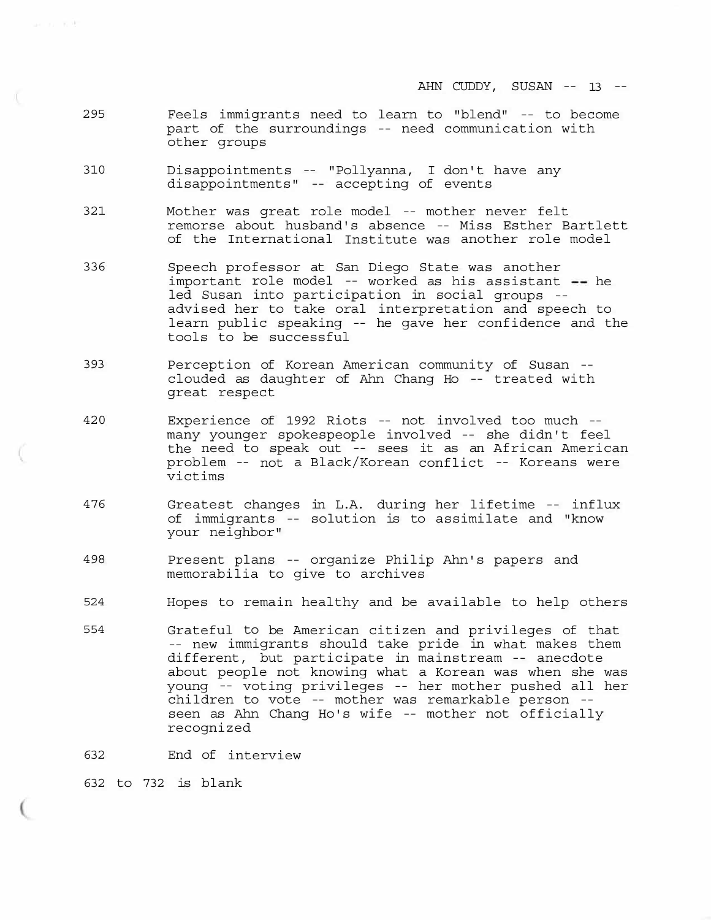| | |
|---|---|
| 295 | Feels immigrants need to learn to "blend" -- to become part of the surroundings -- need communication with other groups |
| 310 | Disappointments -- "Pollyanna, I don't have any disappointments" -- accepting of events |
| 321 | Mother was great role model -- mother never felt remorse about husband's absence -- Miss Esther Bartlett of the International Institute was another role model |
| 336 | Speech professor at San Diego State was another important role model -- worked as his assistant -- he led Susan into participation in social groups -- advised her to take oral interpretation and speech to learn public speaking -- he gave her confidence and the tools to be successful |
| 393 | Perception of Korean American community of Susan -- clouded as daughter of Ahn Chang Ho -- treated with great respect |
| 420 | Experience of 1992 Riots -- not involved too much -- many younger spokespeople involved -- she didn't feel the need to speak out -- sees it as an African American problem -- not a Black/Korean conflict -- Koreans were victims |
| 476 | Greatest changes in L.A. during her lifetime -- influx of immigrants -- solution is to assimilate and "know your neighbor" |
| 498 | Present plans -- organize Philip Ahn's papers and memorabilia to give to archives |
| 524 | Hopes to remain healthy and be available to help others |
| 554 | Grateful to be American citizen and privileges of that -- new immigrants should take pride in what makes them different, but participate in mainstream -- anecdote about people not knowing what a Korean was when she was young -- voting privileges -- her mother pushed all her children to vote -- mother was remarkable person -- seen as Ahn Chang Ho's wife -- mother not officially recognized |
| 632 | End of interview |

632 to 732 is blank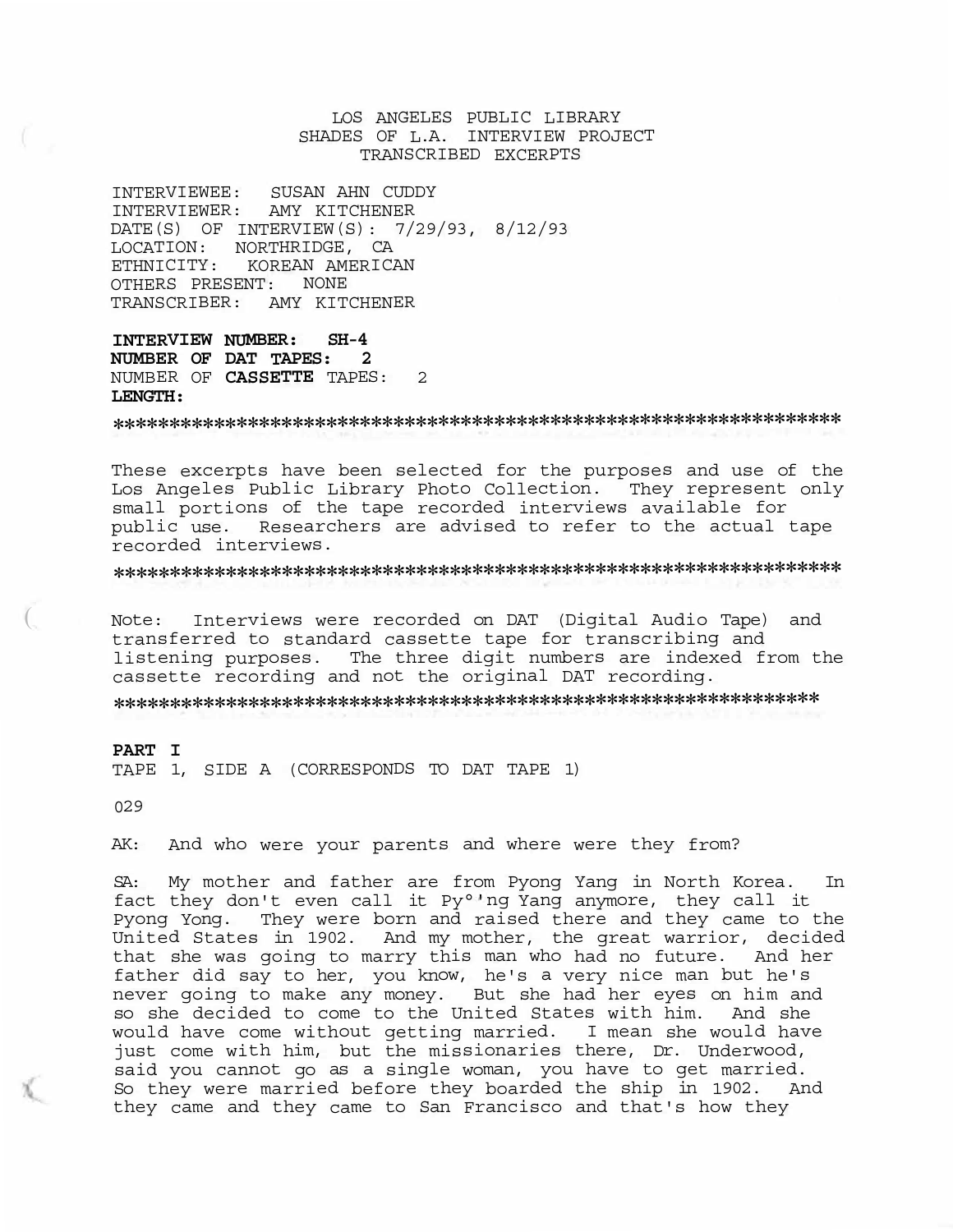LOS ANGELES PUBLIC LIBRARY
SHADES OF L.A. INTERVIEW PROJECT
TRANSCRIBED EXCERPTS

INTERVIEWEE: SUSAN AHN CUDDY
INTERVIEWER: AMY KITCHENER
DATE(S) OF INTERVIEW(S): 7/29/93, 8/12/93
LOCATION: NORTHRIDGE, CA
ETHNICITY: KOREAN AMERICAN
OTHERS PRESENT: NONE
TRANSCRIBER: AMY KITCHENER

**INTERVIEW NUMBER: SH-4**
**NUMBER OF DAT TAPES: 2**
NUMBER OF **CASSETTE** TAPES: 2
**LENGTH:**

******************************************************************

These excerpts have been selected for the purposes and use of the Los Angeles Public Library Photo Collection. They represent only small portions of the tape recorded interviews available for public use. Researchers are advised to refer to the actual tape recorded interviews.

******************************************************************

Note: Interviews were recorded on DAT (Digital Audio Tape) and transferred to standard cassette tape for transcribing and listening purposes. The three digit numbers are indexed from the cassette recording and not the original DAT recording.

******************************************************************

**PART I**
TAPE 1, SIDE A (CORRESPONDS TO DAT TAPE 1)

029

AK: And who were your parents and where were they from?

SA: My mother and father are from Pyong Yang in North Korea. In fact they don't even call it Py°'ng Yang anymore, they call it Pyong Yong. They were born and raised there and they came to the United States in 1902. And my mother, the great warrior, decided that she was going to marry this man who had no future. And her father did say to her, you know, he's a very nice man but he's never going to make any money. But she had her eyes on him and so she decided to come to the United States with him. And she would have come without getting married. I mean she would have just come with him, but the missionaries there, Dr. Underwood, said you cannot go as a single woman, you have to get married. So they were married before they boarded the ship in 1902. And they came and they came to San Francisco and that's how they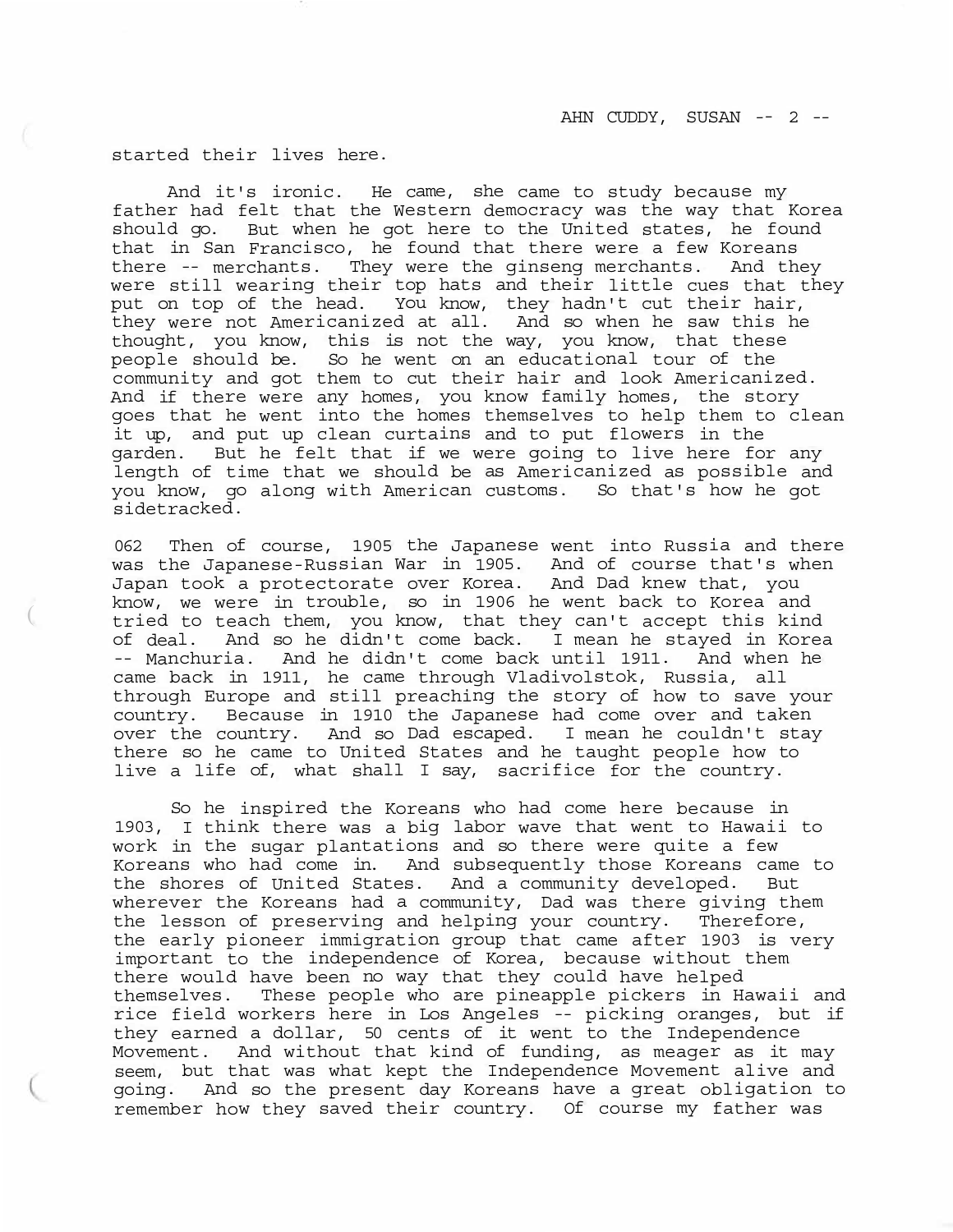started their lives here.

And it's ironic. He came, she came to study because my father had felt that the Western democracy was the way that Korea should go. But when he got here to the United states, he found that in San Francisco, he found that there were a few Koreans there -- merchants. They were the ginseng merchants. And they were still wearing their top hats and their little cues that they put on top of the head. You know, they hadn't cut their hair, they were not Americanized at all. And so when he saw this he thought, you know, this is not the way, you know, that these people should be. So he went on an educational tour of the community and got them to cut their hair and look Americanized. And if there were any homes, you know family homes, the story goes that he went into the homes themselves to help them to clean it up, and put up clean curtains and to put flowers in the garden. But he felt that if we were going to live here for any length of time that we should be as Americanized as possible and you know, go along with American customs. So that's how he got sidetracked.

062 Then of course, 1905 the Japanese went into Russia and there was the Japanese-Russian War in 1905. And of course that's when Japan took a protectorate over Korea. And Dad knew that, you know, we were in trouble, so in 1906 he went back to Korea and tried to teach them, you know, that they can't accept this kind of deal. And so he didn't come back. I mean he stayed in Korea -- Manchuria. And he didn't come back until 1911. And when he came back in 1911, he came through Vladivolstok, Russia, all through Europe and still preaching the story of how to save your country. Because in 1910 the Japanese had come over and taken over the country. And so Dad escaped. I mean he couldn't stay there so he came to United States and he taught people how to live a life of, what shall I say, sacrifice for the country.

So he inspired the Koreans who had come here because in 1903, I think there was a big labor wave that went to Hawaii to work in the sugar plantations and so there were quite a few Koreans who had come in. And subsequently those Koreans came to the shores of United States. And a community developed. But wherever the Koreans had a community, Dad was there giving them the lesson of preserving and helping your country. Therefore, the early pioneer immigration group that came after 1903 is very important to the independence of Korea, because without them there would have been no way that they could have helped themselves. These people who are pineapple pickers in Hawaii and rice field workers here in Los Angeles -- picking oranges, but if they earned a dollar, 50 cents of it went to the Independence Movement. And without that kind of funding, as meager as it may seem, but that was what kept the Independence Movement alive and going. And so the present day Koreans have a great obligation to remember how they saved their country. Of course my father was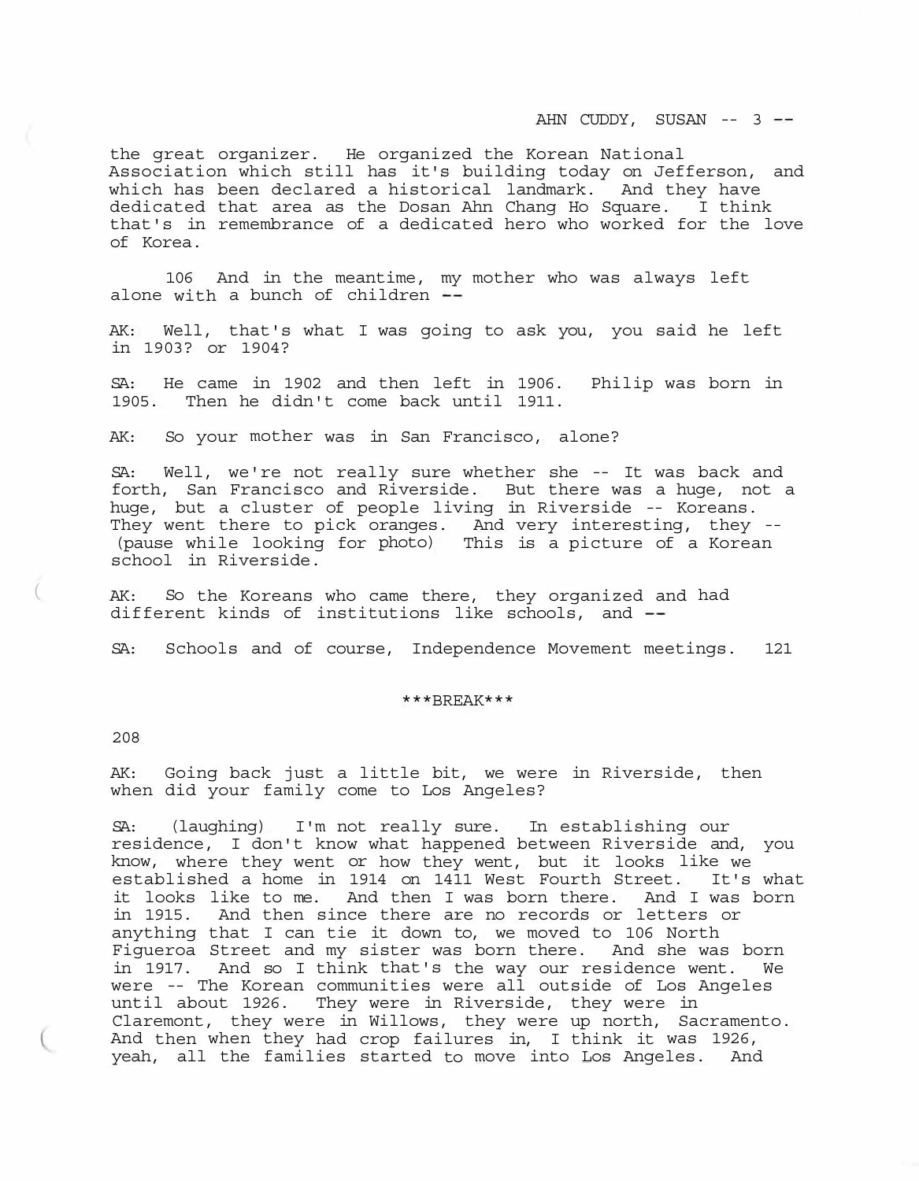the great organizer. He organized the Korean National Association which still has it's building today on Jefferson, and which has been declared a historical landmark. And they have dedicated that area as the Dosan Ahn Chang Ho Square. I think that's in remembrance of a dedicated hero who worked for the love of Korea.

106 And in the meantime, my mother who was always left alone with a bunch of children --

AK: Well, that's what I was going to ask you, you said he left in 1903? or 1904?

SA: He came in 1902 and then left in 1906. Philip was born in 1905. Then he didn't come back until 1911.

AK: So your mother was in San Francisco, alone?

SA: Well, we're not really sure whether she -- It was back and forth, San Francisco and Riverside. But there was a huge, not a huge, but a cluster of people living in Riverside -- Koreans. They went there to pick oranges. And very interesting, they -- (pause while looking for photo) This is a picture of a Korean school in Riverside.

AK: So the Koreans who came there, they organized and had different kinds of institutions like schools, and --

SA: Schools and of course, Independence Movement meetings. 121

***BREAK***

208

AK: Going back just a little bit, we were in Riverside, then when did your family come to Los Angeles?

SA: (laughing) I'm not really sure. In establishing our residence, I don't know what happened between Riverside and, you know, where they went or how they went, but it looks like we established a home in 1914 on 1411 West Fourth Street. It's what it looks like to me. And then I was born there. And I was born in 1915. And then since there are no records or letters or anything that I can tie it down to, we moved to 106 North Figueroa Street and my sister was born there. And she was born in 1917. And so I think that's the way our residence went. We were -- The Korean communities were all outside of Los Angeles until about 1926. They were in Riverside, they were in Claremont, they were in Willows, they were up north, Sacramento. And then when they had crop failures in, I think it was 1926, yeah, all the families started to move into Los Angeles. And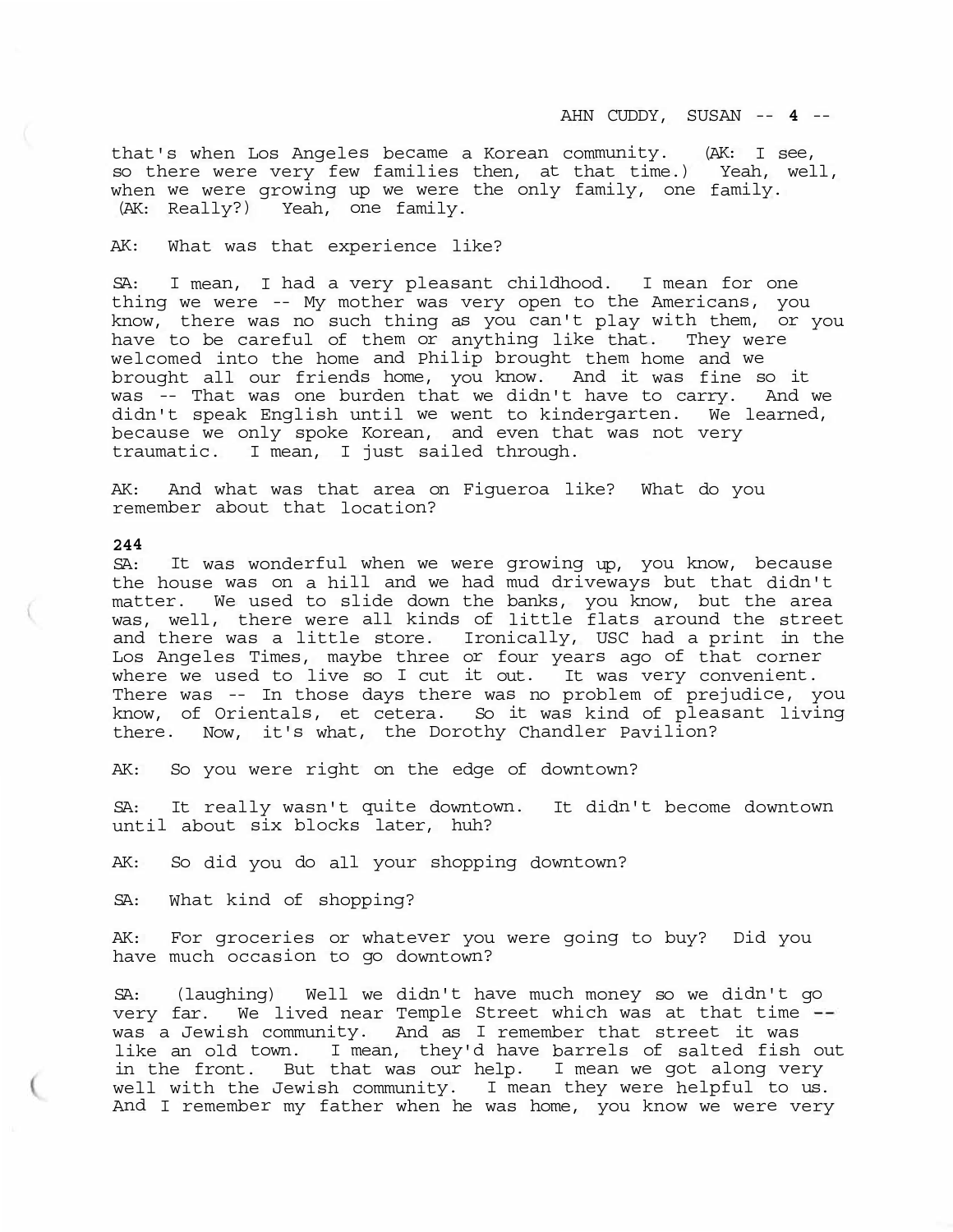that's when Los Angeles became a Korean community. (AK: I see, so there were very few families then, at that time.) Yeah, well, when we were growing up we were the only family, one family. (AK: Really?) Yeah, one family.

AK: What was that experience like?

SA: I mean, I had a very pleasant childhood. I mean for one thing we were -- My mother was very open to the Americans, you know, there was no such thing as you can't play with them, or you have to be careful of them or anything like that. They were welcomed into the home and Philip brought them home and we brought all our friends home, you know. And it was fine so it was -- That was one burden that we didn't have to carry. And we didn't speak English until we went to kindergarten. We learned, because we only spoke Korean, and even that was not very traumatic. I mean, I just sailed through.

AK: And what was that area on Figueroa like? What do you remember about that location?

**244**

SA: It was wonderful when we were growing up, you know, because the house was on a hill and we had mud driveways but that didn't matter. We used to slide down the banks, you know, but the area was, well, there were all kinds of little flats around the street and there was a little store. Ironically, USC had a print in the Los Angeles Times, maybe three or four years ago of that corner where we used to live so I cut it out. It was very convenient. There was -- In those days there was no problem of prejudice, you know, of Orientals, et cetera. So it was kind of pleasant living there. Now, it's what, the Dorothy Chandler Pavilion?

AK: So you were right on the edge of downtown?

SA: It really wasn't quite downtown. It didn't become downtown until about six blocks later, huh?

AK: So did you do all your shopping downtown?

SA: What kind of shopping?

AK: For groceries or whatever you were going to buy? Did you have much occasion to go downtown?

SA: (laughing) Well we didn't have much money so we didn't go very far. We lived near Temple Street which was at that time -- was a Jewish community. And as I remember that street it was like an old town. I mean, they'd have barrels of salted fish out in the front. But that was our help. I mean we got along very well with the Jewish community. I mean they were helpful to us. And I remember my father when he was home, you know we were very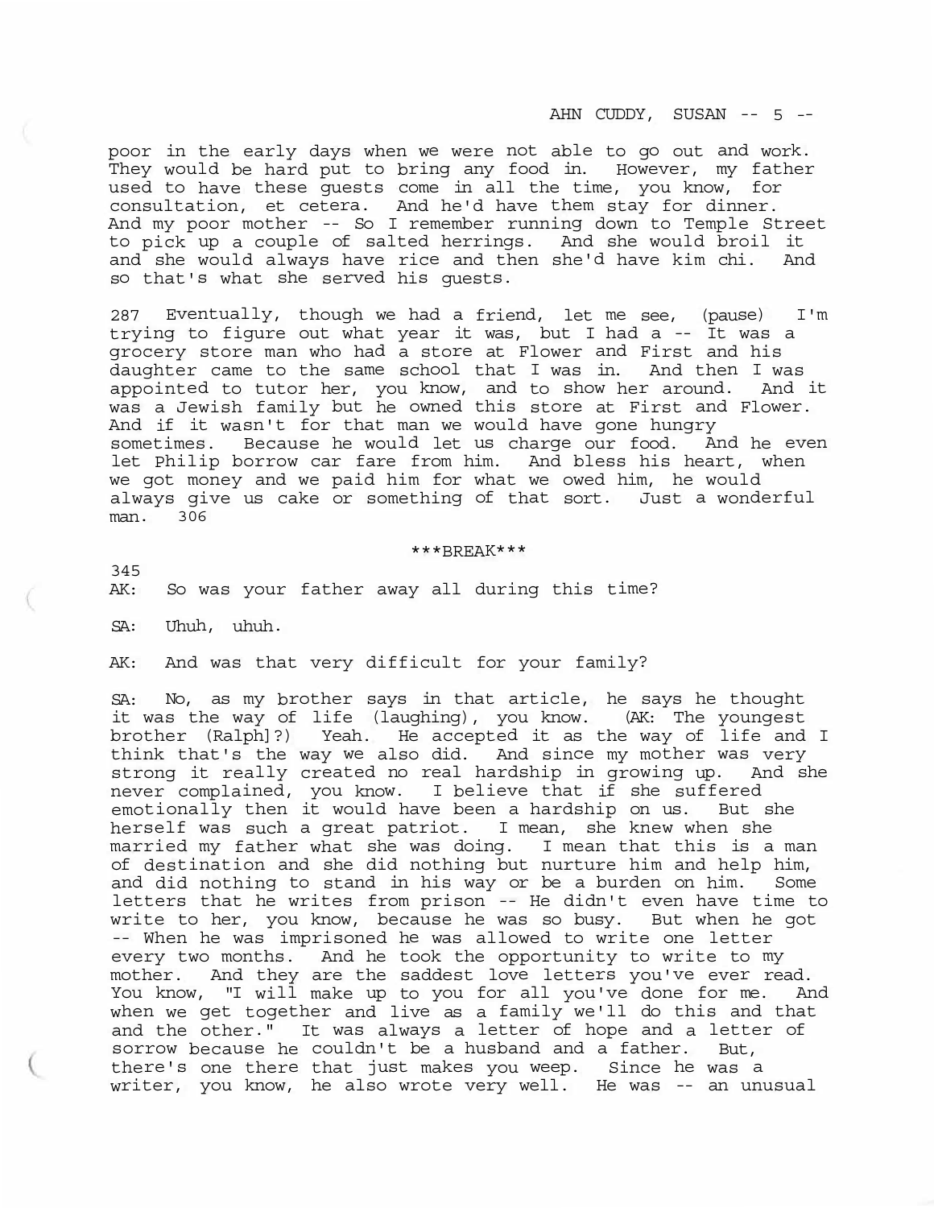poor in the early days when we were not able to go out and work. They would be hard put to bring any food in. However, my father used to have these guests come in all the time, you know, for consultation, et cetera. And he'd have them stay for dinner. And my poor mother -- So I remember running down to Temple Street to pick up a couple of salted herrings. And she would broil it and she would always have rice and then she'd have kim chi. And so that's what she served his guests.

287 Eventually, though we had a friend, let me see, (pause) I'm trying to figure out what year it was, but I had a -- It was a grocery store man who had a store at Flower and First and his daughter came to the same school that I was in. And then I was appointed to tutor her, you know, and to show her around. And it was a Jewish family but he owned this store at First and Flower. And if it wasn't for that man we would have gone hungry sometimes. Because he would let us charge our food. And he even let Philip borrow car fare from him. And bless his heart, when we got money and we paid him for what we owed him, he would always give us cake or something of that sort. Just a wonderful man. 306

***BREAK***

345
AK: So was your father away all during this time?

SA: Uhuh, uhuh.

AK: And was that very difficult for your family?

SA: No, as my brother says in that article, he says he thought it was the way of life (laughing), you know. (AK: The youngest brother (Ralph]?) Yeah. He accepted it as the way of life and I think that's the way we also did. And since my mother was very strong it really created no real hardship in growing up. And she never complained, you know. I believe that if she suffered emotionally then it would have been a hardship on us. But she herself was such a great patriot. I mean, she knew when she married my father what she was doing. I mean that this is a man of destination and she did nothing but nurture him and help him, and did nothing to stand in his way or be a burden on him. Some letters that he writes from prison -- He didn't even have time to write to her, you know, because he was so busy. But when he got -- When he was imprisoned he was allowed to write one letter every two months. And he took the opportunity to write to my mother. And they are the saddest love letters you've ever read. You know, "I will make up to you for all you've done for me. And when we get together and live as a family we'll do this and that and the other." It was always a letter of hope and a letter of sorrow because he couldn't be a husband and a father. But, there's one there that just makes you weep. Since he was a writer, you know, he also wrote very well. He was -- an unusual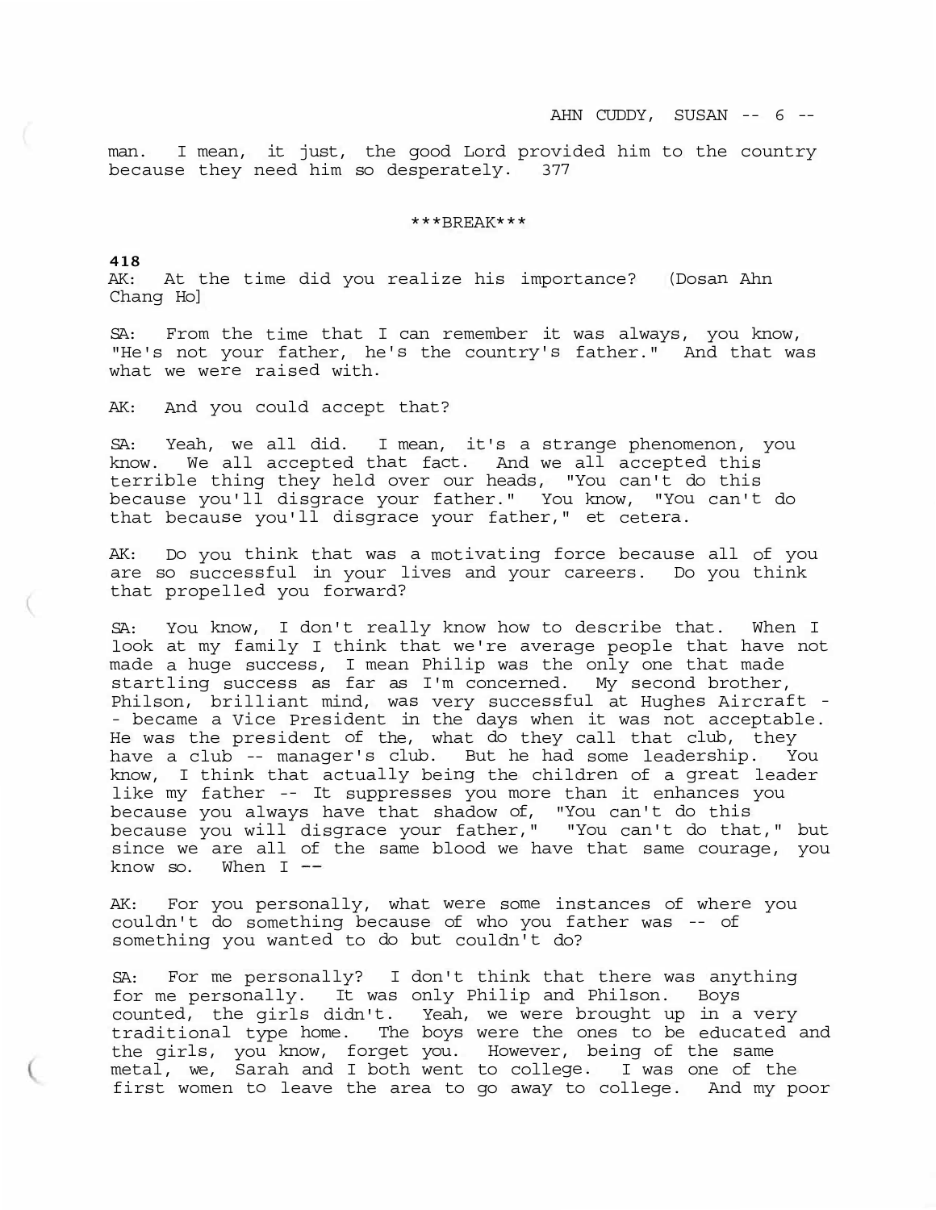man. I mean, it just, the good Lord provided him to the country because they need him so desperately. 377

***BREAK***

**418**
AK: At the time did you realize his importance? (Dosan Ahn Chang Ho]

SA: From the time that I can remember it was always, you know, "He's not your father, he's the country's father." And that was what we were raised with.

AK: And you could accept that?

SA: Yeah, we all did. I mean, it's a strange phenomenon, you know. We all accepted that fact. And we all accepted this terrible thing they held over our heads, "You can't do this because you'll disgrace your father." You know, "You can't do that because you'll disgrace your father," et cetera.

AK: Do you think that was a motivating force because all of you are so successful in your lives and your careers. Do you think that propelled you forward?

SA: You know, I don't really know how to describe that. When I look at my family I think that we're average people that have not made a huge success, I mean Philip was the only one that made startling success as far as I'm concerned. My second brother, Philson, brilliant mind, was very successful at Hughes Aircraft -- became a Vice President in the days when it was not acceptable. He was the president of the, what do they call that club, they have a club -- manager's club. But he had some leadership. You know, I think that actually being the children of a great leader like my father -- It suppresses you more than it enhances you because you always have that shadow of, "You can't do this because you will disgrace your father," "You can't do that," but since we are all of the same blood we have that same courage, you know so. When I --

AK: For you personally, what were some instances of where you couldn't do something because of who you father was -- of something you wanted to do but couldn't do?

SA: For me personally? I don't think that there was anything for me personally. It was only Philip and Philson. Boys counted, the girls didn't. Yeah, we were brought up in a very traditional type home. The boys were the ones to be educated and the girls, you know, forget you. However, being of the same metal, we, Sarah and I both went to college. I was one of the first women to leave the area to go away to college. And my poor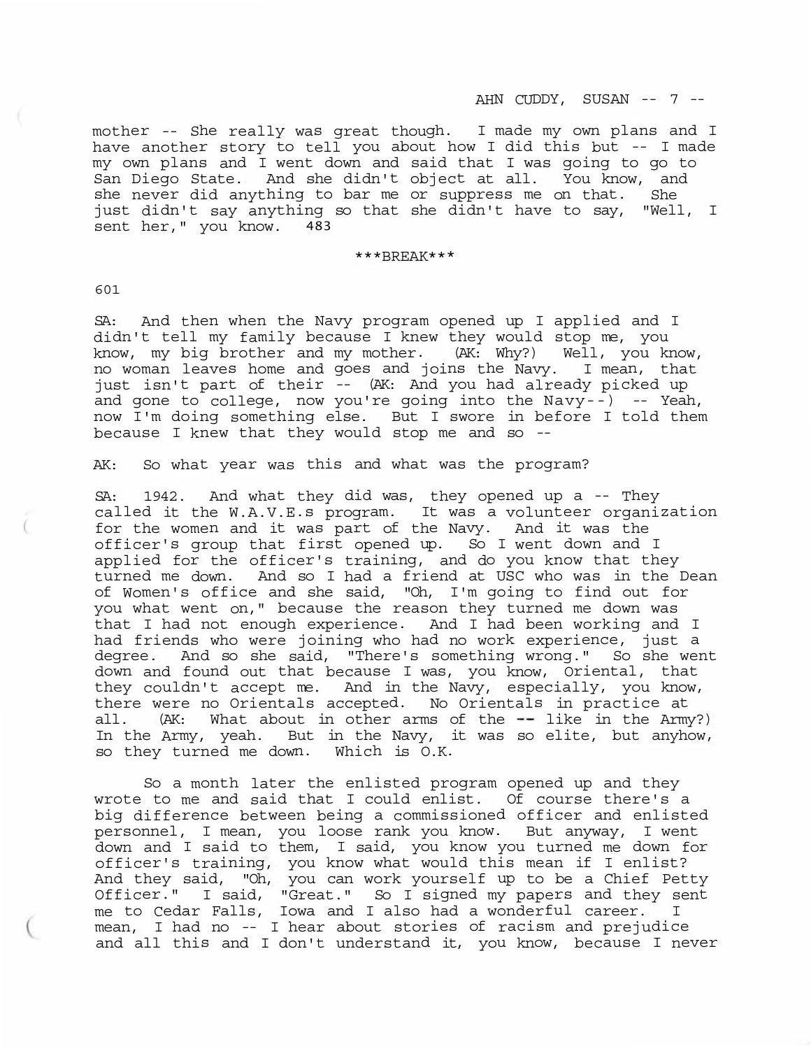mother -- She really was great though. I made my own plans and I have another story to tell you about how I did this but -- I made my own plans and I went down and said that I was going to go to San Diego State. And she didn't object at all. You know, and she never did anything to bar me or suppress me on that. She just didn't say anything so that she didn't have to say, "Well, I sent her," you know. 483

***BREAK***

601

SA: And then when the Navy program opened up I applied and I didn't tell my family because I knew they would stop me, you know, my big brother and my mother. (AK: Why?) Well, you know, no woman leaves home and goes and joins the Navy. I mean, that just isn't part of their -- (AK: And you had already picked up and gone to college, now you're going into the Navy--) -- Yeah, now I'm doing something else. But I swore in before I told them because I knew that they would stop me and so --

AK: So what year was this and what was the program?

SA: 1942. And what they did was, they opened up a -- They called it the W.A.V.E.s program. It was a volunteer organization for the women and it was part of the Navy. And it was the officer's group that first opened up. So I went down and I applied for the officer's training, and do you know that they turned me down. And so I had a friend at USC who was in the Dean of Women's office and she said, "Oh, I'm going to find out for you what went on," because the reason they turned me down was that I had not enough experience. And I had been working and I had friends who were joining who had no work experience, just a degree. And so she said, "There's something wrong." So she went down and found out that because I was, you know, Oriental, that they couldn't accept me. And in the Navy, especially, you know, there were no Orientals accepted. No Orientals in practice at all. (AK: What about in other arms of the -- like in the Army?) In the Army, yeah. But in the Navy, it was so elite, but anyhow, so they turned me down. Which is O.K.

So a month later the enlisted program opened up and they wrote to me and said that I could enlist. Of course there's a big difference between being a commissioned officer and enlisted personnel, I mean, you loose rank you know. But anyway, I went down and I said to them, I said, you know you turned me down for officer's training, you know what would this mean if I enlist? And they said, "Oh, you can work yourself up to be a Chief Petty Officer." I said, "Great." So I signed my papers and they sent me to Cedar Falls, Iowa and I also had a wonderful career. I mean, I had no -- I hear about stories of racism and prejudice and all this and I don't understand it, you know, because I never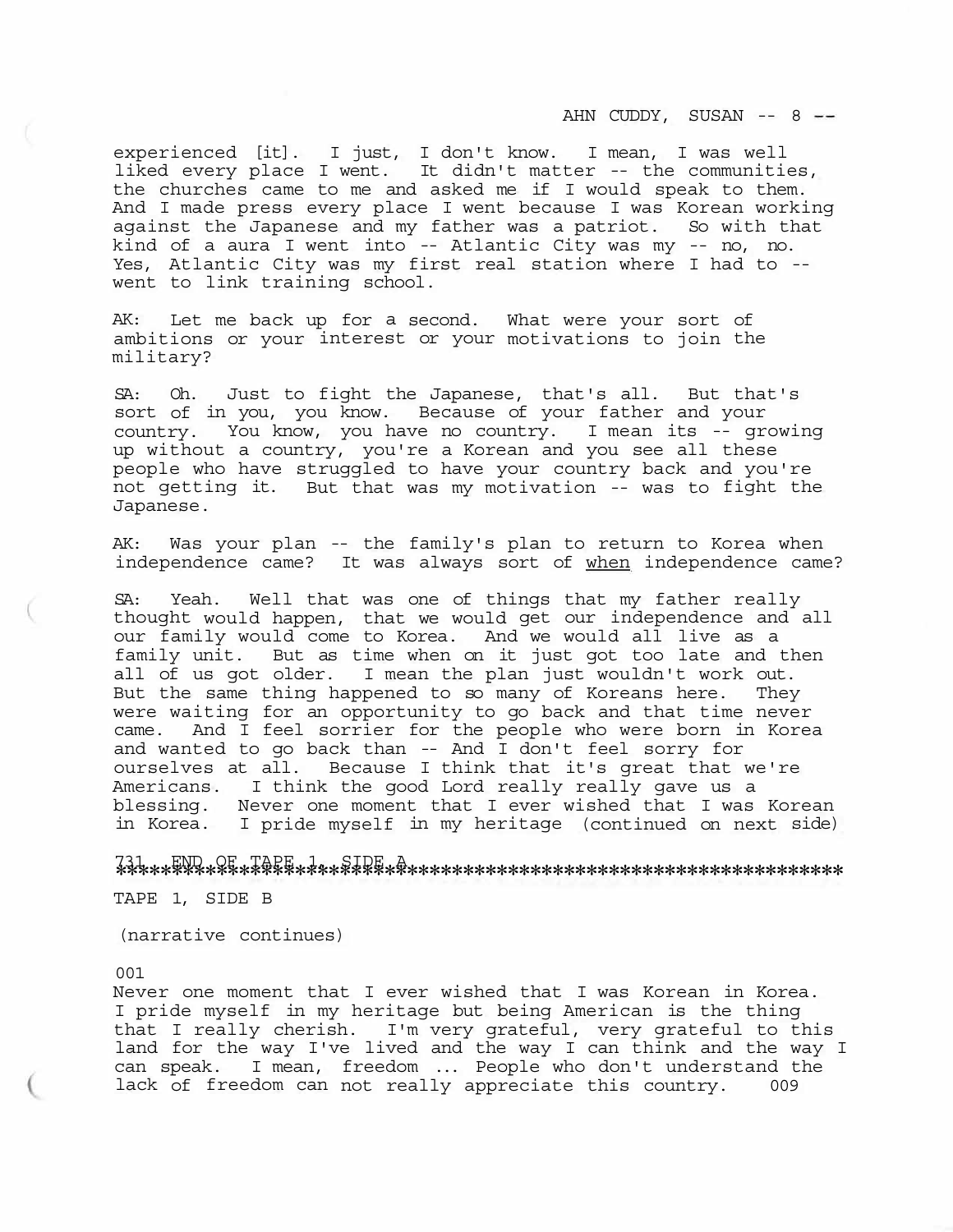experienced [it]. I just, I don't know. I mean, I was well liked every place I went. It didn't matter -- the communities, the churches came to me and asked me if I would speak to them. And I made press every place I went because I was Korean working against the Japanese and my father was a patriot. So with that kind of a aura I went into -- Atlantic City was my -- no, no. Yes, Atlantic City was my first real station where I had to -- went to link training school.

AK: Let me back up for a second. What were your sort of ambitions or your interest or your motivations to join the military?

SA: Oh. Just to fight the Japanese, that's all. But that's sort of in you, you know. Because of your father and your country. You know, you have no country. I mean its -- growing up without a country, you're a Korean and you see all these people who have struggled to have your country back and you're not getting it. But that was my motivation -- was to fight the Japanese.

AK: Was your plan -- the family's plan to return to Korea when independence came? It was always sort of when independence came?

SA: Yeah. Well that was one of things that my father really thought would happen, that we would get our independence and all our family would come to Korea. And we would all live as a family unit. But as time when on it just got too late and then all of us got older. I mean the plan just wouldn't work out. But the same thing happened to so many of Koreans here. They were waiting for an opportunity to go back and that time never came. And I feel sorrier for the people who were born in Korea and wanted to go back than -- And I don't feel sorry for ourselves at all. Because I think that it's great that we're Americans. I think the good Lord really really gave us a blessing. Never one moment that I ever wished that I was Korean in Korea. I pride myself in my heritage (continued on next side)

731 END OF TAPE 1, SIDE A
**********************************************************************

TAPE 1, SIDE B

(narrative continues)

001
Never one moment that I ever wished that I was Korean in Korea. I pride myself in my heritage but being American is the thing that I really cherish. I'm very grateful, very grateful to this land for the way I've lived and the way I can think and the way I can speak. I mean, freedom ... People who don't understand the lack of freedom can not really appreciate this country. 009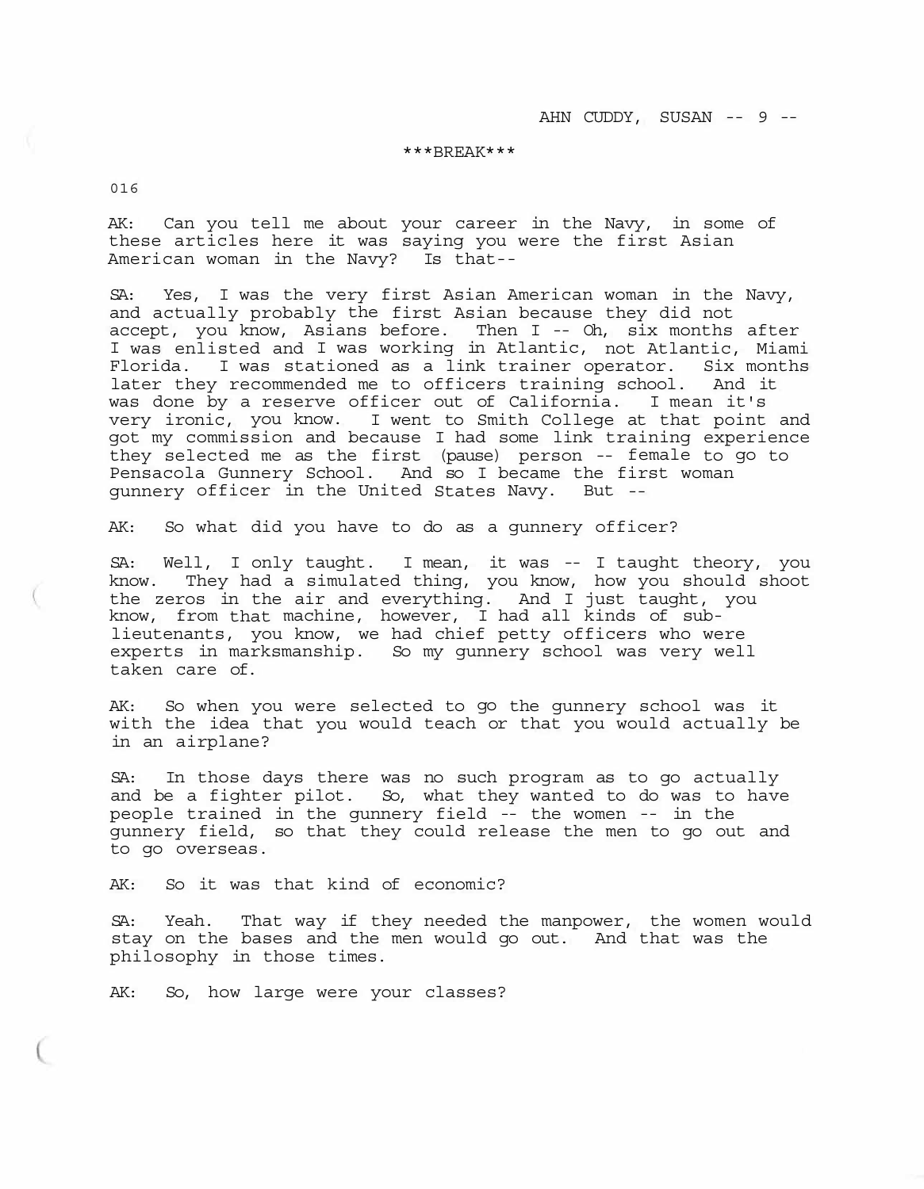\*\*\*BREAK\*\*\*

016

AK: Can you tell me about your career in the Navy, in some of these articles here it was saying you were the first Asian American woman in the Navy? Is that--

SA: Yes, I was the very first Asian American woman in the Navy, and actually probably the first Asian because they did not accept, you know, Asians before. Then I -- Oh, six months after I was enlisted and I was working in Atlantic, not Atlantic, Miami Florida. I was stationed as a link trainer operator. Six months later they recommended me to officers training school. And it was done by a reserve officer out of California. I mean it's very ironic, you know. I went to Smith College at that point and got my commission and because I had some link training experience they selected me as the first (pause) person -- female to go to Pensacola Gunnery School. And so I became the first woman gunnery officer in the United States Navy. But --

AK: So what did you have to do as a gunnery officer?

SA: Well, I only taught. I mean, it was -- I taught theory, you know. They had a simulated thing, you know, how you should shoot the zeros in the air and everything. And I just taught, you know, from that machine, however, I had all kinds of sub-lieutenants, you know, we had chief petty officers who were experts in marksmanship. So my gunnery school was very well taken care of.

AK: So when you were selected to go the gunnery school was it with the idea that you would teach or that you would actually be in an airplane?

SA: In those days there was no such program as to go actually and be a fighter pilot. So, what they wanted to do was to have people trained in the gunnery field -- the women -- in the gunnery field, so that they could release the men to go out and to go overseas.

AK: So it was that kind of economic?

SA: Yeah. That way if they needed the manpower, the women would stay on the bases and the men would go out. And that was the philosophy in those times.

AK: So, how large were your classes?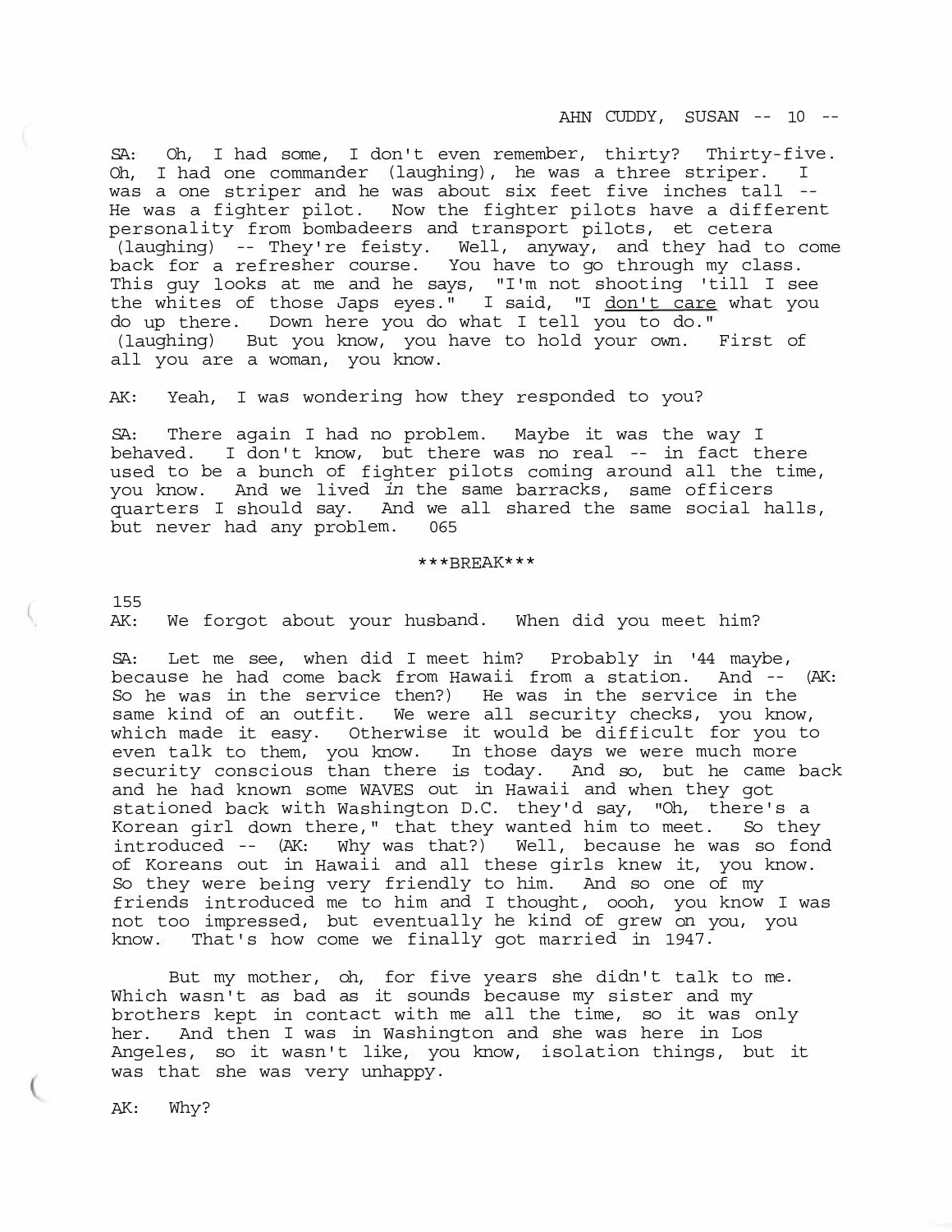SA: Oh, I had some, I don't even remember, thirty? Thirty-five. Oh, I had one commander (laughing), he was a three striper. I was a one striper and he was about six feet five inches tall -- He was a fighter pilot. Now the fighter pilots have a different personality from bombadeers and transport pilots, et cetera (laughing) -- They're feisty. Well, anyway, and they had to come back for a refresher course. You have to go through my class. This guy looks at me and he says, "I'm not shooting 'till I see the whites of those Japs eyes." I said, "I <u>don't care</u> what you do up there. Down here you do what I tell you to do." (laughing) But you know, you have to hold your own. First of all you are a woman, you know.

AK: Yeah, I was wondering how they responded to you?

SA: There again I had no problem. Maybe it was the way I behaved. I don't know, but there was no real -- in fact there used to be a bunch of fighter pilots coming around all the time, you know. And we lived *in* the same barracks, same officers quarters I should say. And we all shared the same social halls, but never had any problem. 065

\*\*\*BREAK\*\*\*

155
AK: We forgot about your husband. When did you meet him?

SA: Let me see, when did I meet him? Probably in '44 maybe, because he had come back from Hawaii from a station. And -- (AK: So he was in the service then?) He was in the service in the same kind of an outfit. We were all security checks, you know, which made it easy. Otherwise it would be difficult for you to even talk to them, you know. In those days we were much more security conscious than there is today. And so, but he came back and he had known some WAVES out in Hawaii and when they got stationed back with Washington D.C. they'd say, "Oh, there's a Korean girl down there," that they wanted him to meet. So they introduced -- (AK: Why was that?) Well, because he was so fond of Koreans out in Hawaii and all these girls knew it, you know. So they were being very friendly to him. And so one of my friends introduced me to him and I thought, oooh, you know I was not too impressed, but eventually he kind of grew on you, you know. That's how come we finally got married in 1947.

But my mother, oh, for five years she didn't talk to me. Which wasn't as bad as it sounds because my sister and my brothers kept in contact with me all the time, so it was only her. And then I was in Washington and she was here in Los Angeles, so it wasn't like, you know, isolation things, but it was that she was very unhappy.

AK: Why?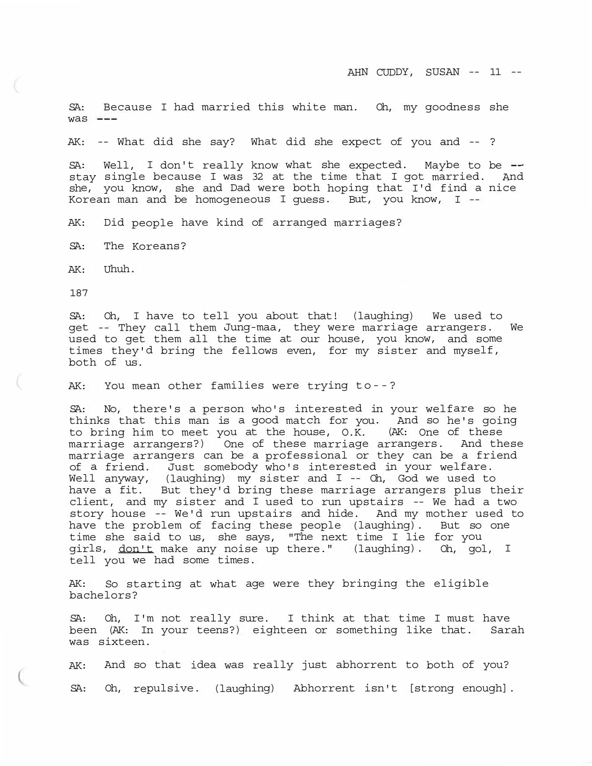SA: Because I had married this white man. Oh, my goodness she was ---

AK: -- What did she say? What did she expect of you and -- ?

SA: Well, I don't really know what she expected. Maybe to be -- stay single because I was 32 at the time that I got married. And she, you know, she and Dad were both hoping that I'd find a nice Korean man and be homogeneous I guess. But, you know, I --

AK: Did people have kind of arranged marriages?

SA: The Koreans?

AK: Uhuh.

187

SA: Oh, I have to tell you about that! (laughing) We used to get -- They call them Jung-maa, they were marriage arrangers. We used to get them all the time at our house, you know, and some times they'd bring the fellows even, for my sister and myself, both of us.

AK: You mean other families were trying to--?

SA: No, there's a person who's interested in your welfare so he thinks that this man is a good match for you. And so he's going to bring him to meet you at the house, O.K. (AK: One of these marriage arrangers?) One of these marriage arrangers. And these marriage arrangers can be a professional or they can be a friend of a friend. Just somebody who's interested in your welfare. Well anyway, (laughing) my sister and I -- Oh, God we used to have a fit. But they'd bring these marriage arrangers plus their client, and my sister and I used to run upstairs -- We had a two story house -- We'd run upstairs and hide. And my mother used to have the problem of facing these people (laughing). But so one time she said to us, she says, "The next time I lie for you girls, <u>don't</u> make any noise up there." (laughing). Oh, gol, I tell you we had some times.

AK: So starting at what age were they bringing the eligible bachelors?

SA: Oh, I'm not really sure. I think at that time I must have been (AK: In your teens?) eighteen or something like that. Sarah was sixteen.

AK: And so that idea was really just abhorrent to both of you?

SA: Oh, repulsive. (laughing) Abhorrent isn't [strong enough].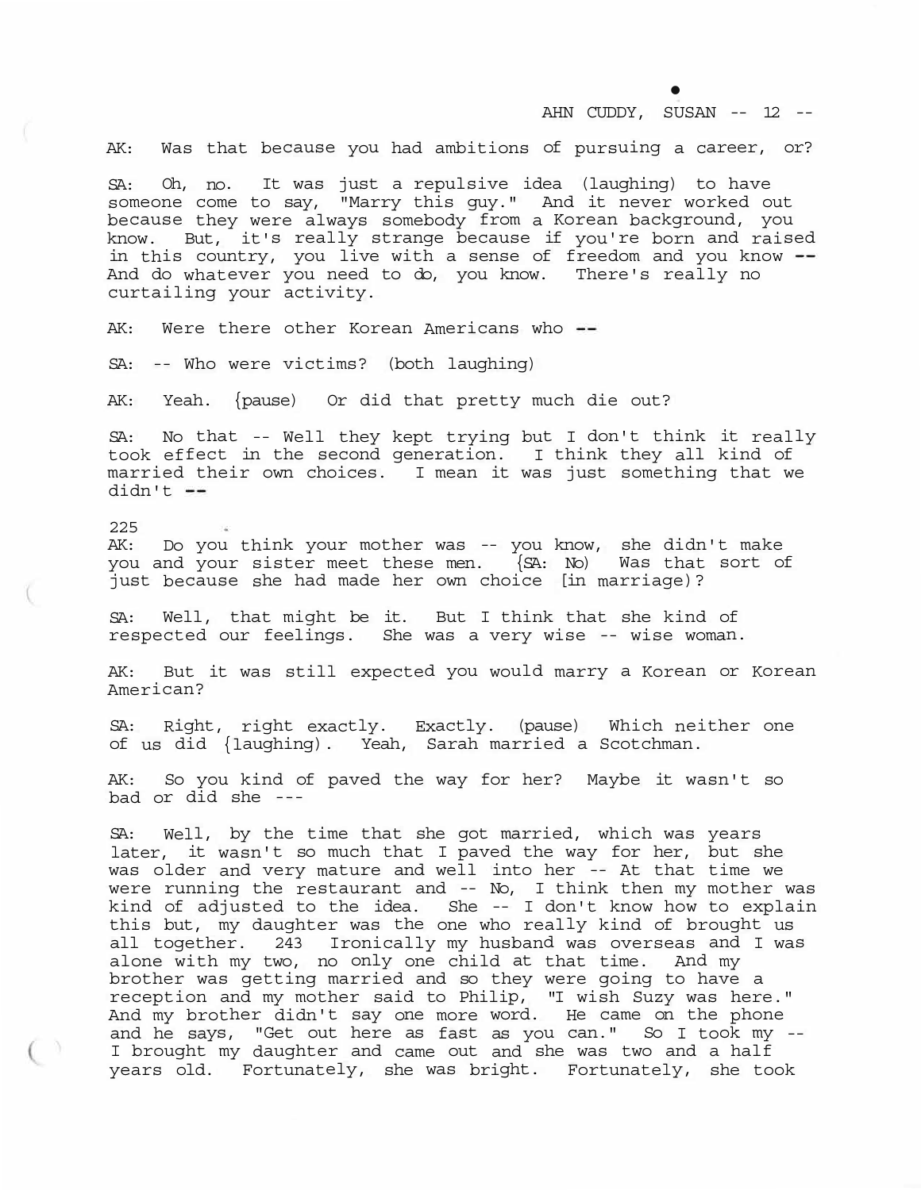AK: Was that because you had ambitions of pursuing a career, or?

SA: Oh, no. It was just a repulsive idea (laughing) to have someone come to say, "Marry this guy." And it never worked out because they were always somebody from a Korean background, you know. But, it's really strange because if you're born and raised in this country, you live with a sense of freedom and you know -- And do whatever you need to do, you know. There's really no curtailing your activity.

AK: Were there other Korean Americans who --

SA: -- Who were victims? (both laughing)

AK: Yeah. (pause) Or did that pretty much die out?

SA: No that -- Well they kept trying but I don't think it really took effect in the second generation. I think they all kind of married their own choices. I mean it was just something that we didn't --

225

AK: Do you think your mother was -- you know, she didn't make you and your sister meet these men. (SA: No) Was that sort of just because she had made her own choice [in marriage)?

SA: Well, that might be it. But I think that she kind of respected our feelings. She was a very wise -- wise woman.

AK: But it was still expected you would marry a Korean or Korean American?

SA: Right, right exactly. Exactly. (pause) Which neither one of us did (laughing). Yeah, Sarah married a Scotchman.

AK: So you kind of paved the way for her? Maybe it wasn't so bad or did she ---

SA: Well, by the time that she got married, which was years later, it wasn't so much that I paved the way for her, but she was older and very mature and well into her -- At that time we were running the restaurant and -- No, I think then my mother was kind of adjusted to the idea. She -- I don't know how to explain this but, my daughter was the one who really kind of brought us all together. 243 Ironically my husband was overseas and I was alone with my two, no only one child at that time. And my brother was getting married and so they were going to have a reception and my mother said to Philip, "I wish Suzy was here." And my brother didn't say one more word. He came on the phone and he says, "Get out here as fast as you can." So I took my -- I brought my daughter and came out and she was two and a half years old. Fortunately, she was bright. Fortunately, she took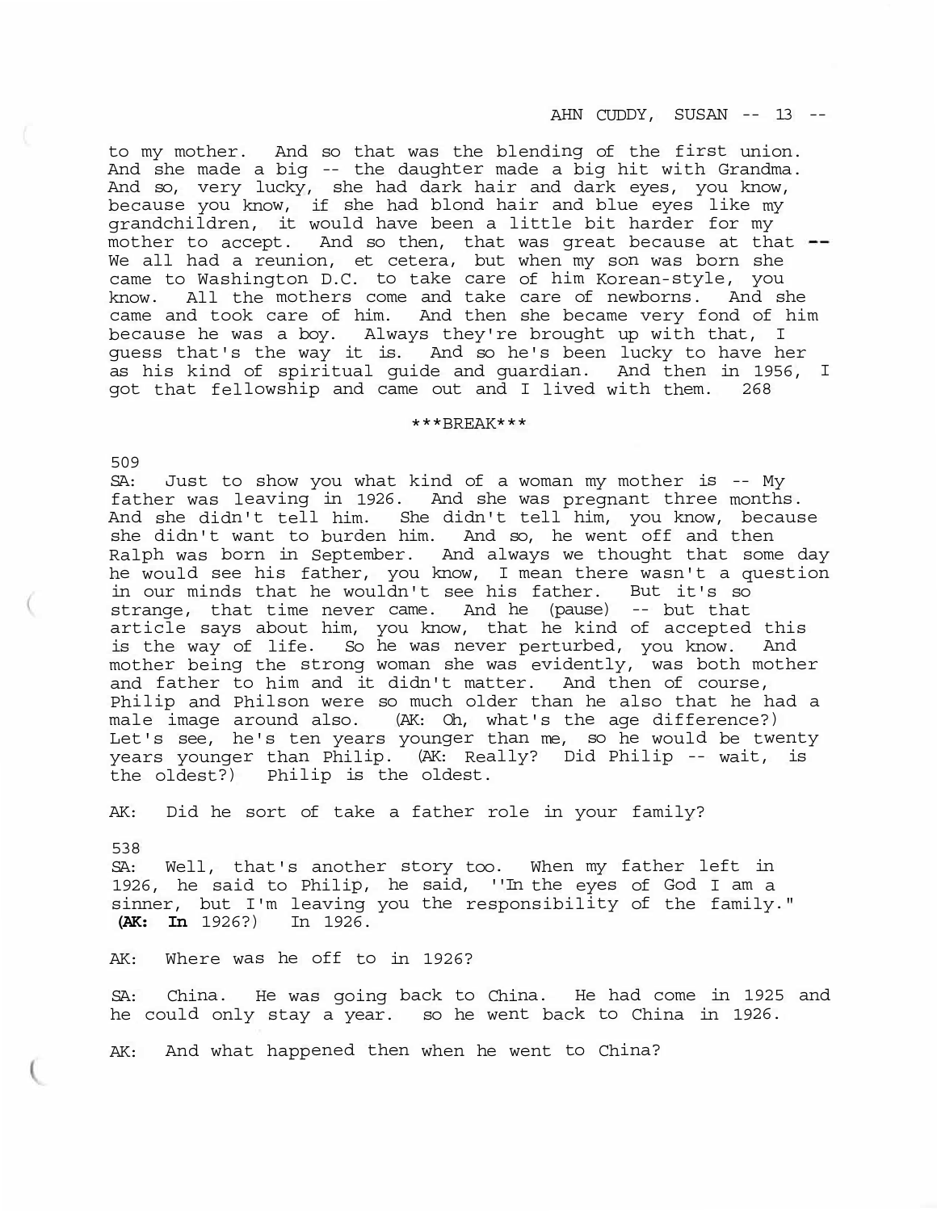to my mother. And so that was the blending of the first union. And she made a big -- the daughter made a big hit with Grandma. And so, very lucky, she had dark hair and dark eyes, you know, because you know, if she had blond hair and blue eyes like my grandchildren, it would have been a little bit harder for my mother to accept. And so then, that was great because at that -- We all had a reunion, et cetera, but when my son was born she came to Washington D.C. to take care of him Korean-style, you know. All the mothers come and take care of newborns. And she came and took care of him. And then she became very fond of him because he was a boy. Always they're brought up with that, I guess that's the way it is. And so he's been lucky to have her as his kind of spiritual guide and guardian. And then in 1956, I got that fellowship and came out and I lived with them. 268

\*\*\*BREAK\*\*\*

509

SA: Just to show you what kind of a woman my mother is -- My father was leaving in 1926. And she was pregnant three months. And she didn't tell him. She didn't tell him, you know, because she didn't want to burden him. And so, he went off and then Ralph was born in September. And always we thought that some day he would see his father, you know, I mean there wasn't a question in our minds that he wouldn't see his father. But it's so strange, that time never came. And he (pause) -- but that article says about him, you know, that he kind of accepted this is the way of life. So he was never perturbed, you know. And mother being the strong woman she was evidently, was both mother and father to him and it didn't matter. And then of course, Philip and Philson were so much older than he also that he had a male image around also. (AK: Oh, what's the age difference?) Let's see, he's ten years younger than me, so he would be twenty years younger than Philip. (AK: Really? Did Philip -- wait, is the oldest?) Philip is the oldest.

AK: Did he sort of take a father role in your family?

538

SA: Well, that's another story too. When my father left in 1926, he said to Philip, he said, ''In the eyes of God I am a sinner, but I'm leaving you the responsibility of the family." **(AK: In** 1926?) In 1926.

AK: Where was he off to in 1926?

SA: China. He was going back to China. He had come in 1925 and he could only stay a year. so he went back to China in 1926.

AK: And what happened then when he went to China?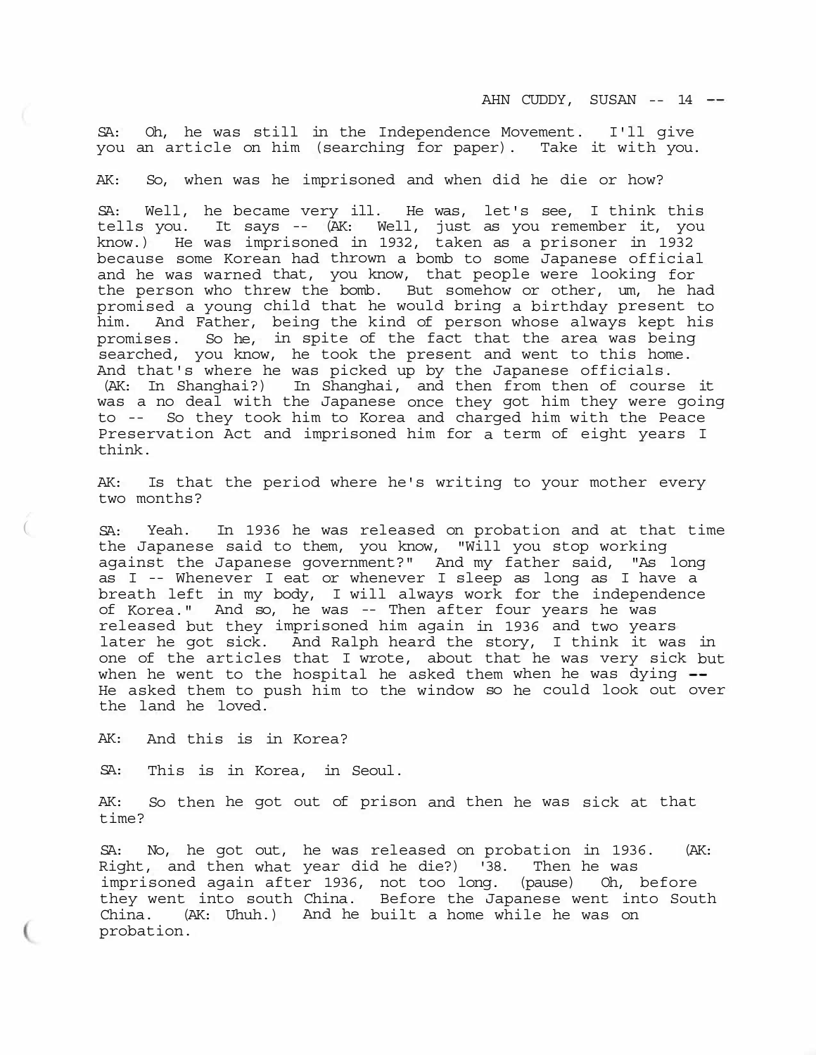SA: Oh, he was still in the Independence Movement. I'll give you an article on him (searching for paper). Take it with you.

AK: So, when was he imprisoned and when did he die or how?

SA: Well, he became very ill. He was, let's see, I think this tells you. It says -- (AK: Well, just as you remember it, you know.) He was imprisoned in 1932, taken as a prisoner in 1932 because some Korean had thrown a bomb to some Japanese official and he was warned that, you know, that people were looking for the person who threw the bomb. But somehow or other, um, he had promised a young child that he would bring a birthday present to him. And Father, being the kind of person whose always kept his promises. So he, in spite of the fact that the area was being searched, you know, he took the present and went to this home. And that's where he was picked up by the Japanese officials. (AK: In Shanghai?) In Shanghai, and then from then of course it was a no deal with the Japanese once they got him they were going to -- So they took him to Korea and charged him with the Peace Preservation Act and imprisoned him for a term of eight years I think.

AK: Is that the period where he's writing to your mother every two months?

SA: Yeah. In 1936 he was released on probation and at that time the Japanese said to them, you know, "Will you stop working against the Japanese government?" And my father said, "As long as I -- Whenever I eat or whenever I sleep as long as I have a breath left in my body, I will always work for the independence of Korea." And so, he was -- Then after four years he was released but they imprisoned him again in 1936 and two years later he got sick. And Ralph heard the story, I think it was in one of the articles that I wrote, about that he was very sick but when he went to the hospital he asked them when he was dying -- He asked them to push him to the window so he could look out over the land he loved.

AK: And this is in Korea?

SA: This is in Korea, in Seoul.

AK: So then he got out of prison and then he was sick at that time?

SA: No, he got out, he was released on probation in 1936. (AK: Right, and then what year did he die?) '38. Then he was imprisoned again after 1936, not too long. (pause) Oh, before they went into south China. Before the Japanese went into South China. (AK: Uhuh.) And he built a home while he was on probation.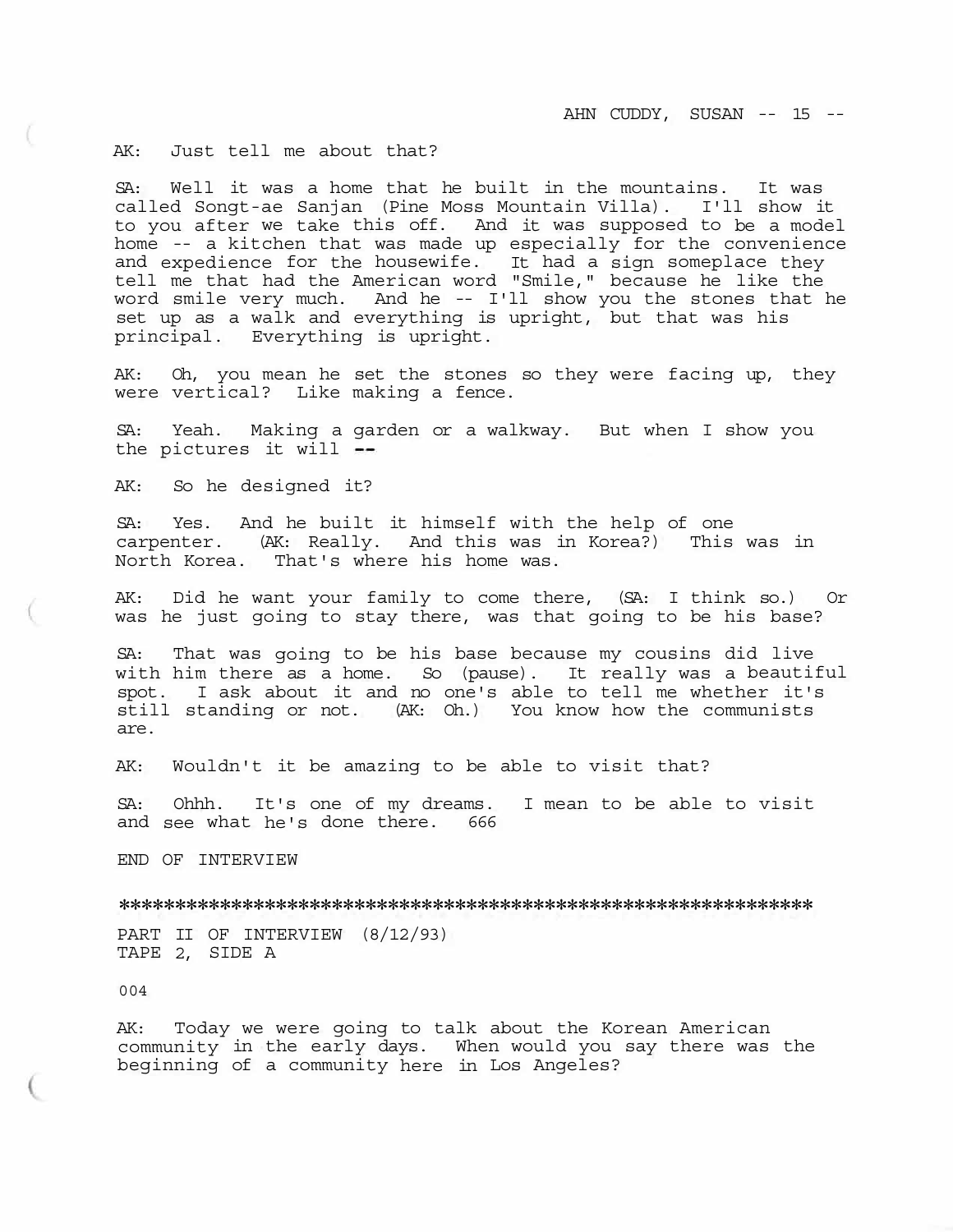AK: Just tell me about that?

SA: Well it was a home that he built in the mountains. It was called Songt-ae Sanjan (Pine Moss Mountain Villa). I'll show it to you after we take this off. And it was supposed to be a model home -- a kitchen that was made up especially for the convenience and expedience for the housewife. It had a sign someplace they tell me that had the American word "Smile," because he like the word smile very much. And he -- I'll show you the stones that he set up as a walk and everything is upright, but that was his principal. Everything is upright.

AK: Oh, you mean he set the stones so they were facing up, they were vertical? Like making a fence.

SA: Yeah. Making a garden or a walkway. But when I show you the pictures it will --

AK: So he designed it?

SA: Yes. And he built it himself with the help of one carpenter. (AK: Really. And this was in Korea?) This was in North Korea. That's where his home was.

AK: Did he want your family to come there, (SA: I think so.) Or was he just going to stay there, was that going to be his base?

SA: That was going to be his base because my cousins did live with him there as a home. So (pause). It really was a beautiful spot. I ask about it and no one's able to tell me whether it's still standing or not. (AK: Oh.) You know how the communists are.

AK: Wouldn't it be amazing to be able to visit that?

SA: Ohhh. It's one of my dreams. I mean to be able to visit and see what he's done there. 666

END OF INTERVIEW

***************************************************************

PART II OF INTERVIEW (8/12/93)
TAPE 2, SIDE A

004

AK: Today we were going to talk about the Korean American community in the early days. When would you say there was the beginning of a community here in Los Angeles?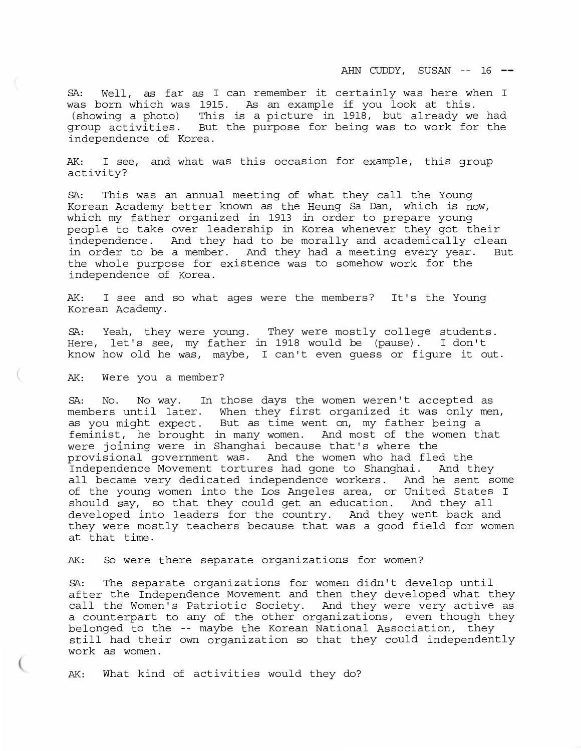SA: Well, as far as I can remember it certainly was here when I was born which was 1915. As an example if you look at this. (showing a photo) This is a picture in 1918, but already we had group activities. But the purpose for being was to work for the independence of Korea.

AK: I see, and what was this occasion for example, this group activity?

SA: This was an annual meeting of what they call the Young Korean Academy better known as the Heung Sa Dan, which is now, which my father organized in 1913 in order to prepare young people to take over leadership in Korea whenever they got their independence. And they had to be morally and academically clean in order to be a member. And they had a meeting every year. But the whole purpose for existence was to somehow work for the independence of Korea.

AK: I see and so what ages were the members? It's the Young Korean Academy.

SA: Yeah, they were young. They were mostly college students. Here, let's see, my father in 1918 would be (pause). I don't know how old he was, maybe, I can't even guess or figure it out.

AK: Were you a member?

SA: No. No way. In those days the women weren't accepted as members until later. When they first organized it was only men, as you might expect. But as time went on, my father being a feminist, he brought in many women. And most of the women that were joining were in Shanghai because that's where the provisional government was. And the women who had fled the Independence Movement tortures had gone to Shanghai. And they all became very dedicated independence workers. And he sent some of the young women into the Los Angeles area, or United States I should say, so that they could get an education. And they all developed into leaders for the country. And they went back and they were mostly teachers because that was a good field for women at that time.

AK: So were there separate organizations for women?

SA: The separate organizations for women didn't develop until after the Independence Movement and then they developed what they call the Women's Patriotic Society. And they were very active as a counterpart to any of the other organizations, even though they belonged to the -- maybe the Korean National Association, they still had their own organization so that they could independently work as women.

AK: What kind of activities would they do?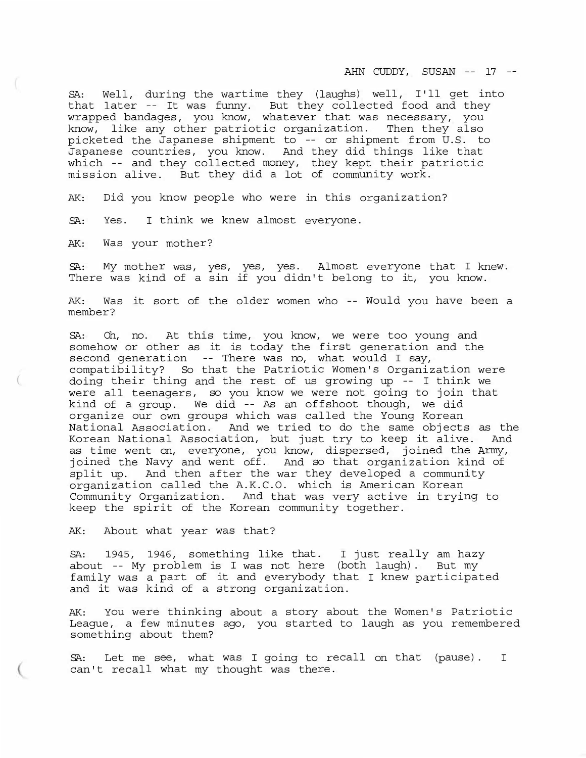SA: Well, during the wartime they (laughs) well, I'll get into that later -- It was funny. But they collected food and they wrapped bandages, you know, whatever that was necessary, you know, like any other patriotic organization. Then they also picketed the Japanese shipment to -- or shipment from U.S. to Japanese countries, you know. And they did things like that which -- and they collected money, they kept their patriotic mission alive. But they did a lot of community work.

AK: Did you know people who were in this organization?

SA: Yes. I think we knew almost everyone.

AK: Was your mother?

SA: My mother was, yes, yes, yes. Almost everyone that I knew. There was kind of a sin if you didn't belong to it, you know.

AK: Was it sort of the older women who -- Would you have been a member?

SA: Oh, no. At this time, you know, we were too young and somehow or other as it is today the first generation and the second generation -- There was no, what would I say, compatibility? So that the Patriotic Women's Organization were doing their thing and the rest of us growing up -- I think we were all teenagers, so you know we were not going to join that kind of a group. We did -- As an offshoot though, we did organize our own groups which was called the Young Korean National Association. And we tried to do the same objects as the Korean National Association, but just try to keep it alive. And as time went on, everyone, you know, dispersed, joined the Army, joined the Navy and went off. And so that organization kind of split up. And then after the war they developed a community organization called the A.K.C.O. which is American Korean Community Organization. And that was very active in trying to keep the spirit of the Korean community together.

AK: About what year was that?

SA: 1945, 1946, something like that. I just really am hazy about -- My problem is I was not here (both laugh). But my family was a part of it and everybody that I knew participated and it was kind of a strong organization.

AK: You were thinking about a story about the Women's Patriotic League, a few minutes ago, you started to laugh as you remembered something about them?

SA: Let me see, what was I going to recall on that (pause). I can't recall what my thought was there.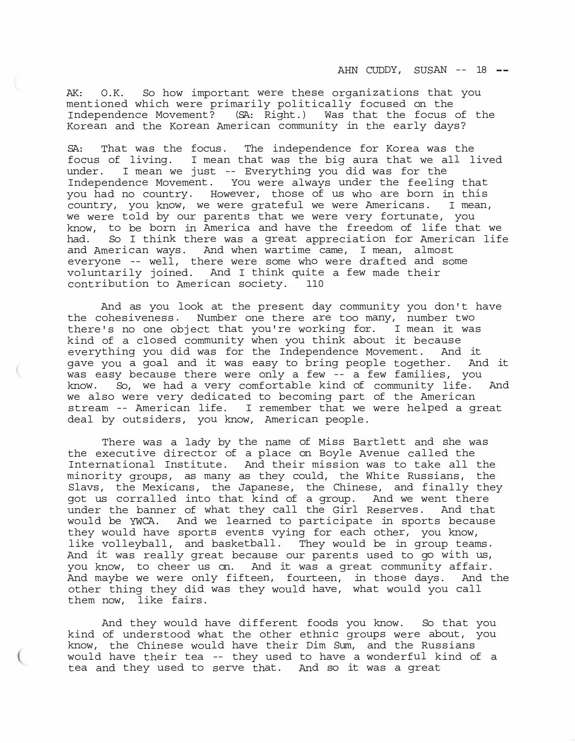AK: O.K. So how important were these organizations that you mentioned which were primarily politically focused on the Independence Movement? (SA: Right.) Was that the focus of the Korean and the Korean American community in the early days?

SA: That was the focus. The independence for Korea was the focus of living. I mean that was the big aura that we all lived under. I mean we just -- Everything you did was for the Independence Movement. You were always under the feeling that you had no country. However, those of us who are born in this country, you know, we were grateful we were Americans. I mean, we were told by our parents that we were very fortunate, you know, to be born in America and have the freedom of life that we had. So I think there was a great appreciation for American life and American ways. And when wartime came, I mean, almost everyone -- well, there were some who were drafted and some voluntarily joined. And I think quite a few made their contribution to American society. 110

And as you look at the present day community you don't have the cohesiveness. Number one there are too many, number two there's no one object that you're working for. I mean it was kind of a closed community when you think about it because everything you did was for the Independence Movement. And it gave you a goal and it was easy to bring people together. And it was easy because there were only a few -- a few families, you know. So, we had a very comfortable kind of community life. And we also were very dedicated to becoming part of the American stream -- American life. I remember that we were helped a great deal by outsiders, you know, American people.

There was a lady by the name of Miss Bartlett and she was the executive director of a place on Boyle Avenue called the International Institute. And their mission was to take all the minority groups, as many as they could, the White Russians, the Slavs, the Mexicans, the Japanese, the Chinese, and finally they got us corralled into that kind of a group. And we went there under the banner of what they call the Girl Reserves. And that would be YWCA. And we learned to participate in sports because they would have sports events vying for each other, you know, like volleyball, and basketball. They would be in group teams. And it was really great because our parents used to go with us, you know, to cheer us on. And it was a great community affair. And maybe we were only fifteen, fourteen, in those days. And the other thing they did was they would have, what would you call them now, like fairs.

And they would have different foods you know. So that you kind of understood what the other ethnic groups were about, you know, the Chinese would have their Dim Sum, and the Russians would have their tea -- they used to have a wonderful kind of a tea and they used to serve that. And so it was a great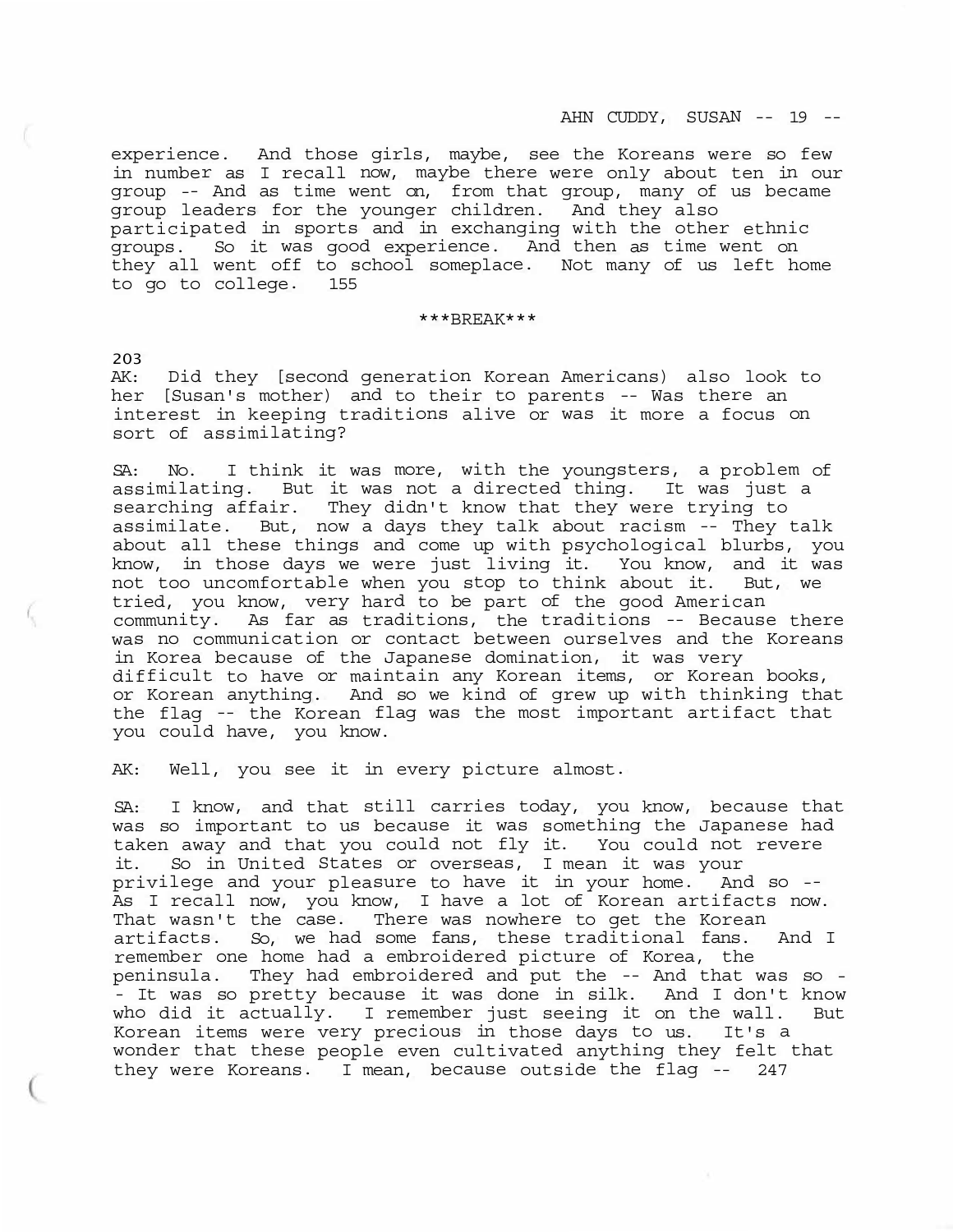experience. And those girls, maybe, see the Koreans were so few in number as I recall now, maybe there were only about ten in our group -- And as time went on, from that group, many of us became group leaders for the younger children. And they also participated in sports and in exchanging with the other ethnic groups. So it was good experience. And then as time went on they all went off to school someplace. Not many of us left home to go to college. 155

***BREAK***

203
AK: Did they [second generation Korean Americans) also look to her [Susan's mother) and to their to parents -- Was there an interest in keeping traditions alive or was it more a focus on sort of assimilating?

SA: No. I think it was more, with the youngsters, a problem of assimilating. But it was not a directed thing. It was just a searching affair. They didn't know that they were trying to assimilate. But, now a days they talk about racism -- They talk about all these things and come up with psychological blurbs, you know, in those days we were just living it. You know, and it was not too uncomfortable when you stop to think about it. But, we tried, you know, very hard to be part of the good American community. As far as traditions, the traditions -- Because there was no communication or contact between ourselves and the Koreans in Korea because of the Japanese domination, it was very difficult to have or maintain any Korean items, or Korean books, or Korean anything. And so we kind of grew up with thinking that the flag -- the Korean flag was the most important artifact that you could have, you know.

AK: Well, you see it in every picture almost.

SA: I know, and that still carries today, you know, because that was so important to us because it was something the Japanese had taken away and that you could not fly it. You could not revere it. So in United States or overseas, I mean it was your privilege and your pleasure to have it in your home. And so -- As I recall now, you know, I have a lot of Korean artifacts now. That wasn't the case. There was nowhere to get the Korean artifacts. So, we had some fans, these traditional fans. And I remember one home had a embroidered picture of Korea, the peninsula. They had embroidered and put the -- And that was so -- It was so pretty because it was done in silk. And I don't know who did it actually. I remember just seeing it on the wall. But Korean items were very precious in those days to us. It's a wonder that these people even cultivated anything they felt that they were Koreans. I mean, because outside the flag -- 247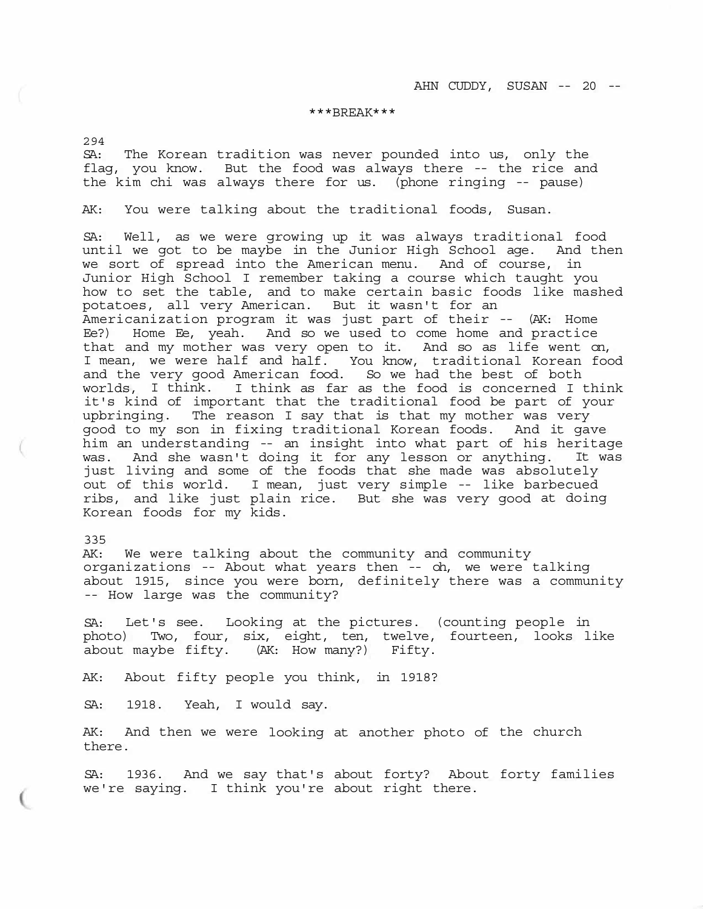\*\*\*BREAK\*\*\*

294
SA: The Korean tradition was never pounded into us, only the flag, you know. But the food was always there -- the rice and the kim chi was always there for us. (phone ringing -- pause)

AK: You were talking about the traditional foods, Susan.

SA: Well, as we were growing up it was always traditional food until we got to be maybe in the Junior High School age. And then we sort of spread into the American menu. And of course, in Junior High School I remember taking a course which taught you how to set the table, and to make certain basic foods like mashed potatoes, all very American. But it wasn't for an Americanization program it was just part of their -- (AK: Home Ee?) Home Ee, yeah. And so we used to come home and practice that and my mother was very open to it. And so as life went on, I mean, we were half and half. You know, traditional Korean food and the very good American food. So we had the best of both worlds, I think. I think as far as the food is concerned I think it's kind of important that the traditional food be part of your upbringing. The reason I say that is that my mother was very good to my son in fixing traditional Korean foods. And it gave him an understanding -- an insight into what part of his heritage was. And she wasn't doing it for any lesson or anything. It was just living and some of the foods that she made was absolutely out of this world. I mean, just very simple -- like barbecued ribs, and like just plain rice. But she was very good at doing Korean foods for my kids.

335
AK: We were talking about the community and community organizations -- About what years then -- oh, we were talking about 1915, since you were born, definitely there was a community -- How large was the community?

SA: Let's see. Looking at the pictures. (counting people in photo) Two, four, six, eight, ten, twelve, fourteen, looks like about maybe fifty. (AK: How many?) Fifty.

AK: About fifty people you think, in 1918?

SA: 1918. Yeah, I would say.

AK: And then we were looking at another photo of the church there.

SA: 1936. And we say that's about forty? About forty families we're saying. I think you're about right there.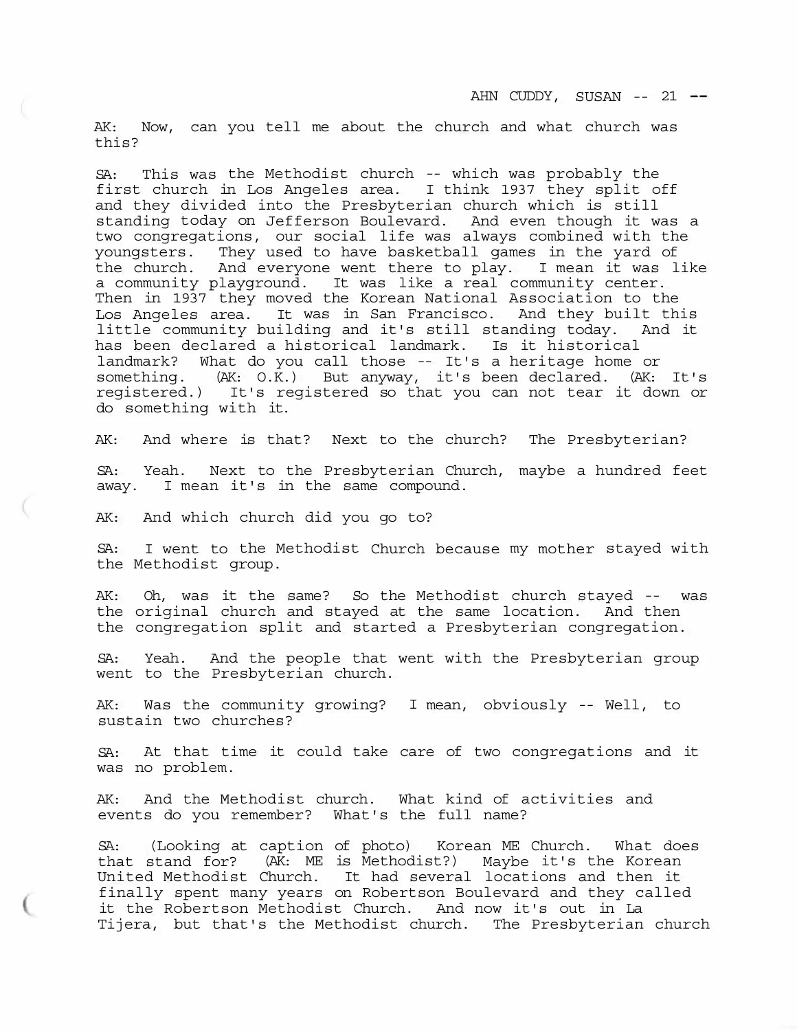AK: Now, can you tell me about the church and what church was this?

SA: This was the Methodist church -- which was probably the first church in Los Angeles area. I think 1937 they split off and they divided into the Presbyterian church which is still standing today on Jefferson Boulevard. And even though it was a two congregations, our social life was always combined with the youngsters. They used to have basketball games in the yard of the church. And everyone went there to play. I mean it was like a community playground. It was like a real community center. Then in 1937 they moved the Korean National Association to the Los Angeles area. It was in San Francisco. And they built this little community building and it's still standing today. And it has been declared a historical landmark. Is it historical landmark? What do you call those -- It's a heritage home or something. (AK: O.K.) But anyway, it's been declared. (AK: It's registered.) It's registered so that you can not tear it down or do something with it.

AK: And where is that? Next to the church? The Presbyterian?

SA: Yeah. Next to the Presbyterian Church, maybe a hundred feet away. I mean it's in the same compound.

AK: And which church did you go to?

SA: I went to the Methodist Church because my mother stayed with the Methodist group.

AK: Oh, was it the same? So the Methodist church stayed -- was the original church and stayed at the same location. And then the congregation split and started a Presbyterian congregation.

SA: Yeah. And the people that went with the Presbyterian group went to the Presbyterian church.

AK: Was the community growing? I mean, obviously -- Well, to sustain two churches?

SA: At that time it could take care of two congregations and it was no problem.

AK: And the Methodist church. What kind of activities and events do you remember? What's the full name?

SA: (Looking at caption of photo) Korean ME Church. What does that stand for? (AK: ME is Methodist?) Maybe it's the Korean United Methodist Church. It had several locations and then it finally spent many years on Robertson Boulevard and they called it the Robertson Methodist Church. And now it's out in La Tijera, but that's the Methodist church. The Presbyterian church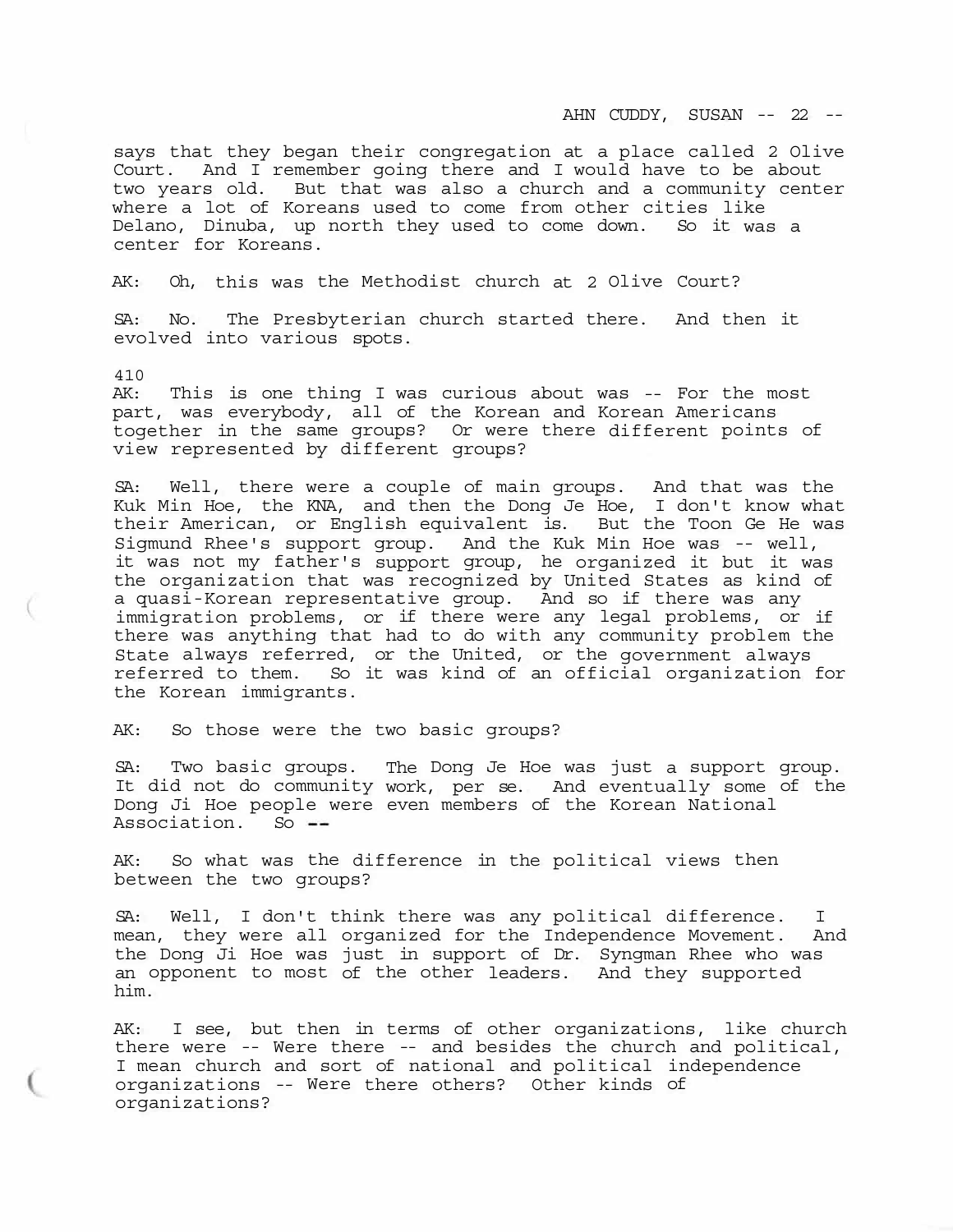says that they began their congregation at a place called 2 Olive Court. And I remember going there and I would have to be about two years old. But that was also a church and a community center where a lot of Koreans used to come from other cities like Delano, Dinuba, up north they used to come down. So it was a center for Koreans.

AK: Oh, this was the Methodist church at 2 Olive Court?

SA: No. The Presbyterian church started there. And then it evolved into various spots.

410

AK: This is one thing I was curious about was -- For the most part, was everybody, all of the Korean and Korean Americans together in the same groups? Or were there different points of view represented by different groups?

SA: Well, there were a couple of main groups. And that was the Kuk Min Hoe, the KNA, and then the Dong Je Hoe, I don't know what their American, or English equivalent is. But the Toon Ge He was Sigmund Rhee's support group. And the Kuk Min Hoe was -- well, it was not my father's support group, he organized it but it was the organization that was recognized by United States as kind of a quasi-Korean representative group. And so if there was any immigration problems, or if there were any legal problems, or if there was anything that had to do with any community problem the State always referred, or the United, or the government always referred to them. So it was kind of an official organization for the Korean immigrants.

AK: So those were the two basic groups?

SA: Two basic groups. The Dong Je Hoe was just a support group. It did not do community work, per se. And eventually some of the Dong Ji Hoe people were even members of the Korean National Association. So --

AK: So what was the difference in the political views then between the two groups?

SA: Well, I don't think there was any political difference. I mean, they were all organized for the Independence Movement. And the Dong Ji Hoe was just in support of Dr. Syngman Rhee who was an opponent to most of the other leaders. And they supported him.

AK: I see, but then in terms of other organizations, like church there were -- Were there -- and besides the church and political, I mean church and sort of national and political independence organizations -- Were there others? Other kinds of organizations?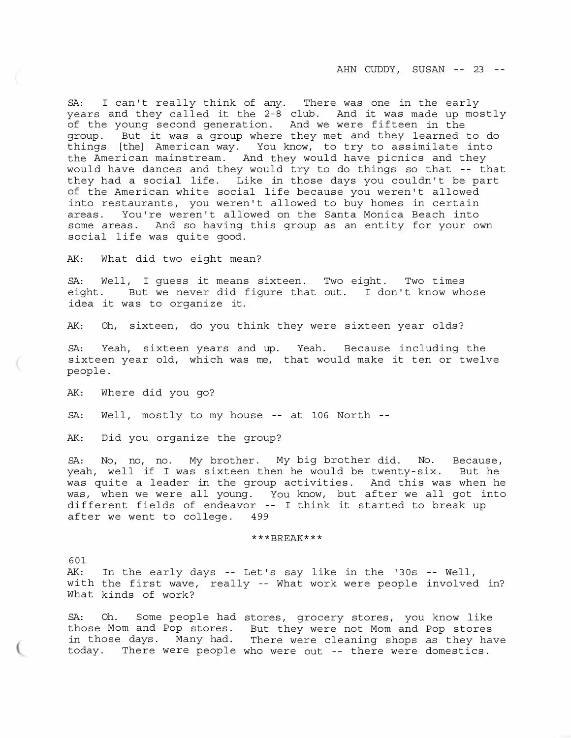SA: I can't really think of any. There was one in the early years and they called it the 2-8 club. And it was made up mostly of the young second generation. And we were fifteen in the group. But it was a group where they met and they learned to do things [the] American way. You know, to try to assimilate into the American mainstream. And they would have picnics and they would have dances and they would try to do things so that -- that they had a social life. Like in those days you couldn't be part of the American white social life because you weren't allowed into restaurants, you weren't allowed to buy homes in certain areas. You're weren't allowed on the Santa Monica Beach into some areas. And so having this group as an entity for your own social life was quite good.

AK: What did two eight mean?

SA: Well, I guess it means sixteen. Two eight. Two times eight. But we never did figure that out. I don't know whose idea it was to organize it.

AK: Oh, sixteen, do you think they were sixteen year olds?

SA: Yeah, sixteen years and up. Yeah. Because including the sixteen year old, which was me, that would make it ten or twelve people.

AK: Where did you go?

SA: Well, mostly to my house -- at 106 North --

AK: Did you organize the group?

SA: No, no, no. My brother. My big brother did. No. Because, yeah, well if I was sixteen then he would be twenty-six. But he was quite a leader in the group activities. And this was when he was, when we were all young. You know, but after we all got into different fields of endeavor -- I think it started to break up after we went to college. 499

***BREAK***

601
AK: In the early days -- Let's say like in the '30s -- Well, with the first wave, really -- What work were people involved in? What kinds of work?

SA: Oh. Some people had stores, grocery stores, you know like those Mom and Pop stores. But they were not Mom and Pop stores in those days. Many had. There were cleaning shops as they have today. There were people who were out -- there were domestics.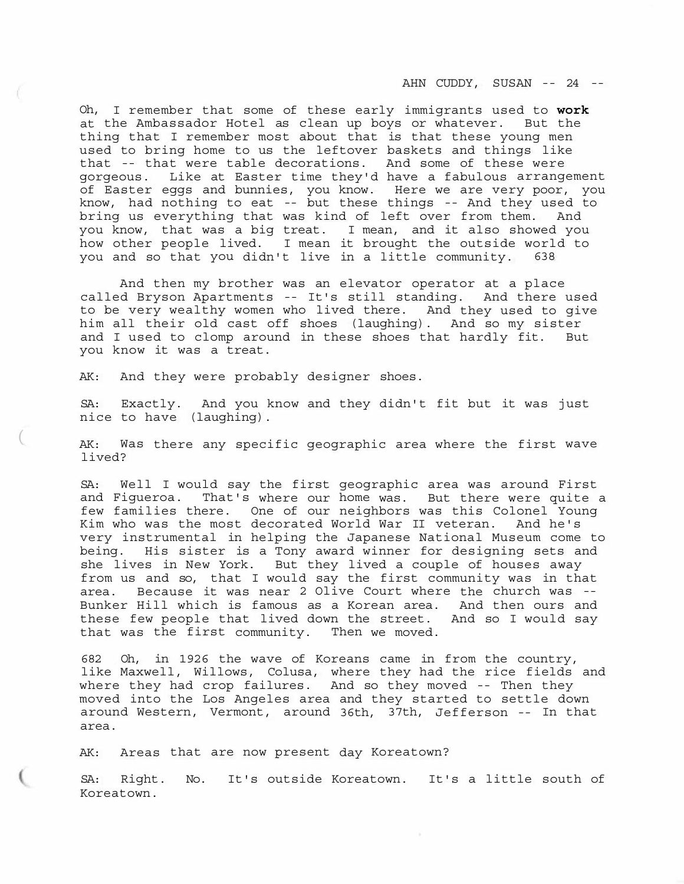Oh, I remember that some of these early immigrants used to **work** at the Ambassador Hotel as clean up boys or whatever. But the thing that I remember most about that is that these young men used to bring home to us the leftover baskets and things like that -- that were table decorations. And some of these were gorgeous. Like at Easter time they'd have a fabulous arrangement of Easter eggs and bunnies, you know. Here we are very poor, you know, had nothing to eat -- but these things -- And they used to bring us everything that was kind of left over from them. And you know, that was a big treat. I mean, and it also showed you how other people lived. I mean it brought the outside world to you and so that you didn't live in a little community. 638

And then my brother was an elevator operator at a place called Bryson Apartments -- It's still standing. And there used to be very wealthy women who lived there. And they used to give him all their old cast off shoes (laughing). And so my sister and I used to clomp around in these shoes that hardly fit. But you know it was a treat.

AK: And they were probably designer shoes.

SA: Exactly. And you know and they didn't fit but it was just nice to have (laughing).

AK: Was there any specific geographic area where the first wave lived?

SA: Well I would say the first geographic area was around First and Figueroa. That's where our home was. But there were quite a few families there. One of our neighbors was this Colonel Young Kim who was the most decorated World War II veteran. And he's very instrumental in helping the Japanese National Museum come to being. His sister is a Tony award winner for designing sets and she lives in New York. But they lived a couple of houses away from us and so, that I would say the first community was in that area. Because it was near 2 Olive Court where the church was -- Bunker Hill which is famous as a Korean area. And then ours and these few people that lived down the street. And so I would say that was the first community. Then we moved.

682 Oh, in 1926 the wave of Koreans came in from the country, like Maxwell, Willows, Colusa, where they had the rice fields and where they had crop failures. And so they moved -- Then they moved into the Los Angeles area and they started to settle down around Western, Vermont, around 36th, 37th, Jefferson -- In that area.

AK: Areas that are now present day Koreatown?

SA: Right. No. It's outside Koreatown. It's a little south of Koreatown.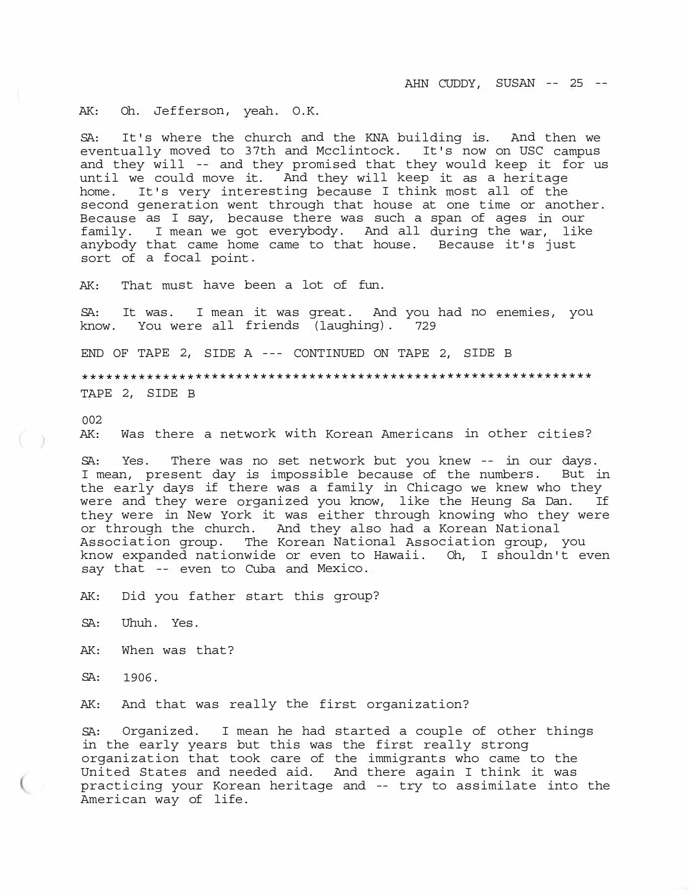AK: Oh. Jefferson, yeah. O.K.

SA: It's where the church and the KNA building is. And then we eventually moved to 37th and Mcclintock. It's now on USC campus and they will -- and they promised that they would keep it for us until we could move it. And they will keep it as a heritage home. It's very interesting because I think most all of the second generation went through that house at one time or another. Because as I say, because there was such a span of ages in our family. I mean we got everybody. And all during the war, like anybody that came home came to that house. Because it's just sort of a focal point.

AK: That must have been a lot of fun.

SA: It was. I mean it was great. And you had no enemies, you know. You were all friends (laughing). 729

END OF TAPE 2, SIDE A --- CONTINUED ON TAPE 2, SIDE B

*****************************************************************

TAPE 2, SIDE B

002

AK: Was there a network with Korean Americans in other cities?

SA: Yes. There was no set network but you knew -- in our days. I mean, present day is impossible because of the numbers. But in the early days if there was a family in Chicago we knew who they were and they were organized you know, like the Heung Sa Dan. If they were in New York it was either through knowing who they were or through the church. And they also had a Korean National Association group. The Korean National Association group, you know expanded nationwide or even to Hawaii. Oh, I shouldn't even say that -- even to Cuba and Mexico.

AK: Did you father start this group?

SA: Uhuh. Yes.

AK: When was that?

SA: 1906.

AK: And that was really the first organization?

SA: Organized. I mean he had started a couple of other things in the early years but this was the first really strong organization that took care of the immigrants who came to the United States and needed aid. And there again I think it was practicing your Korean heritage and -- try to assimilate into the American way of life.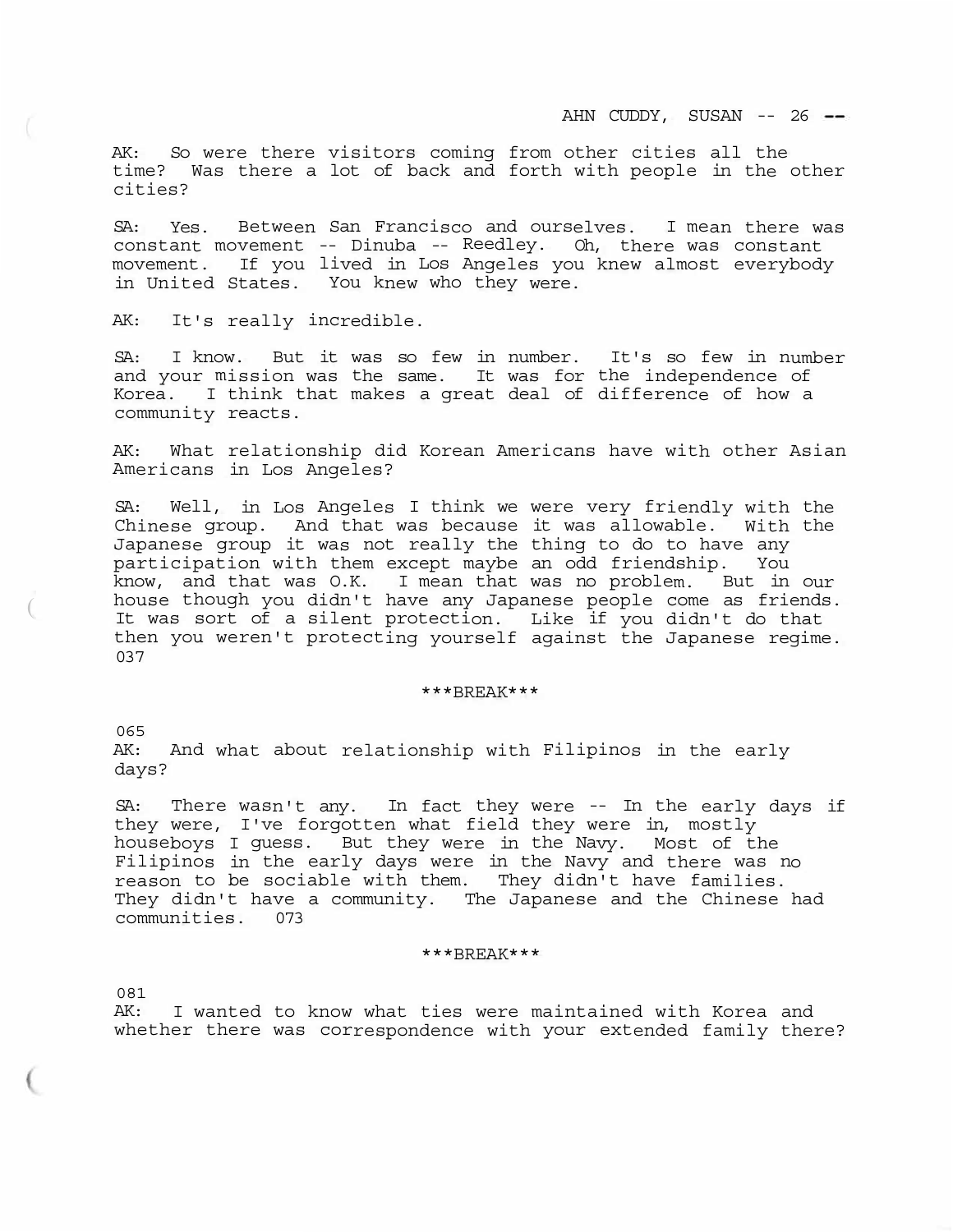AK: So were there visitors coming from other cities all the time? Was there a lot of back and forth with people in the other cities?

SA: Yes. Between San Francisco and ourselves. I mean there was constant movement -- Dinuba -- Reedley. Oh, there was constant movement. If you lived in Los Angeles you knew almost everybody in United States. You knew who they were.

AK: It's really incredible.

SA: I know. But it was so few in number. It's so few in number and your mission was the same. It was for the independence of Korea. I think that makes a great deal of difference of how a community reacts.

AK: What relationship did Korean Americans have with other Asian Americans in Los Angeles?

SA: Well, in Los Angeles I think we were very friendly with the Chinese group. And that was because it was allowable. With the Japanese group it was not really the thing to do to have any participation with them except maybe an odd friendship. You know, and that was O.K. I mean that was no problem. But in our house though you didn't have any Japanese people come as friends. It was sort of a silent protection. Like if you didn't do that then you weren't protecting yourself against the Japanese regime. 037

***BREAK***

065
AK: And what about relationship with Filipinos in the early days?

SA: There wasn't any. In fact they were -- In the early days if they were, I've forgotten what field they were in, mostly houseboys I guess. But they were in the Navy. Most of the Filipinos in the early days were in the Navy and there was no reason to be sociable with them. They didn't have families. They didn't have a community. The Japanese and the Chinese had communities. 073

***BREAK***

081
AK: I wanted to know what ties were maintained with Korea and whether there was correspondence with your extended family there?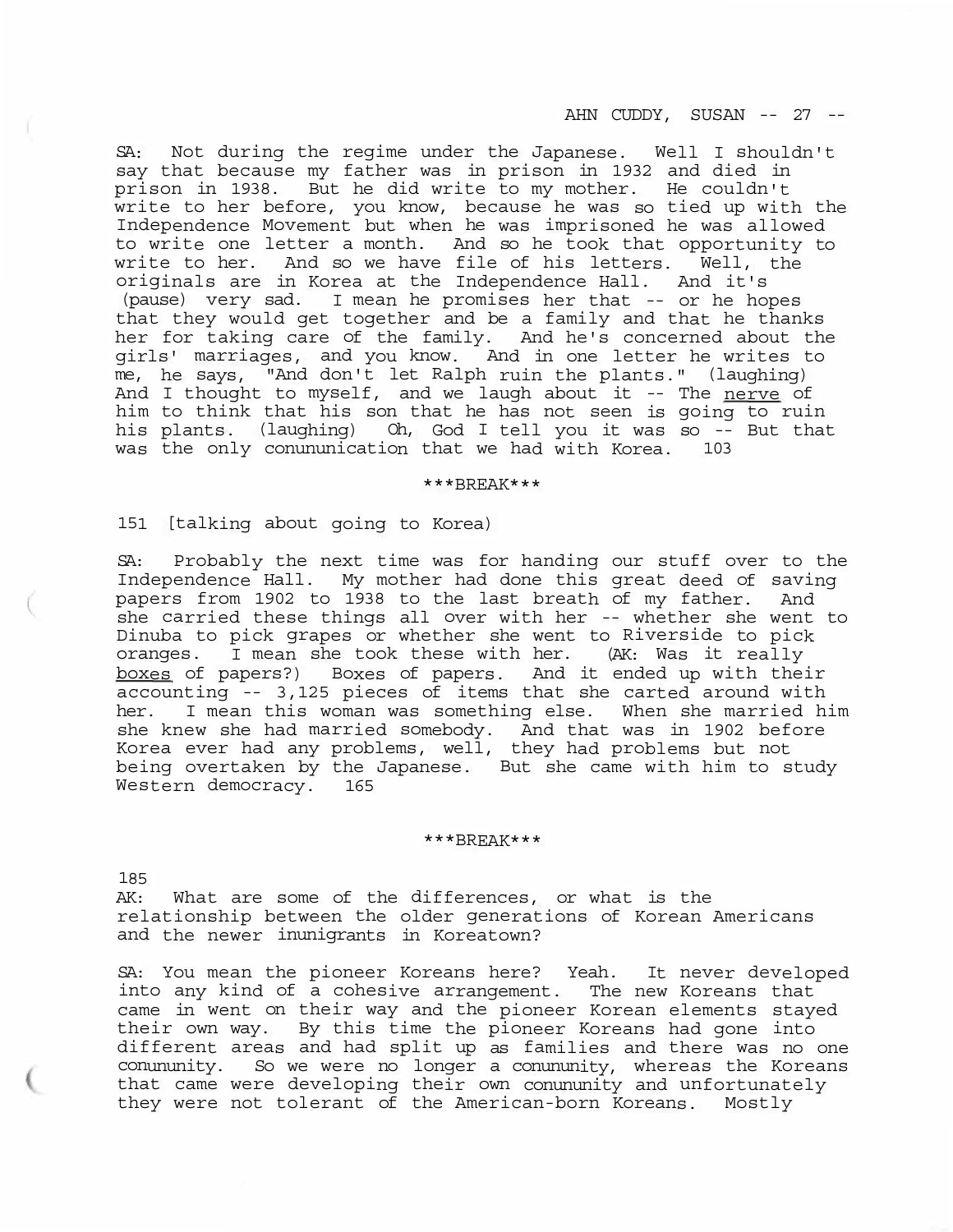SA: Not during the regime under the Japanese. Well I shouldn't say that because my father was in prison in 1932 and died in prison in 1938. But he did write to my mother. He couldn't write to her before, you know, because he was so tied up with the Independence Movement but when he was imprisoned he was allowed to write one letter a month. And so he took that opportunity to write to her. And so we have file of his letters. Well, the originals are in Korea at the Independence Hall. And it's (pause) very sad. I mean he promises her that -- or he hopes that they would get together and be a family and that he thanks her for taking care of the family. And he's concerned about the girls' marriages, and you know. And in one letter he writes to me, he says, "And don't let Ralph ruin the plants." (laughing) And I thought to myself, and we laugh about it -- The nerve of him to think that his son that he has not seen is going to ruin his plants. (laughing) Oh, God I tell you it was so -- But that was the only conununication that we had with Korea. 103

\*\*\*BREAK\*\*\*

151 [talking about going to Korea)

SA: Probably the next time was for handing our stuff over to the Independence Hall. My mother had done this great deed of saving papers from 1902 to 1938 to the last breath of my father. And she carried these things all over with her -- whether she went to Dinuba to pick grapes or whether she went to Riverside to pick oranges. I mean she took these with her. (AK: Was it really boxes of papers?) Boxes of papers. And it ended up with their accounting -- 3,125 pieces of items that she carted around with her. I mean this woman was something else. When she married him she knew she had married somebody. And that was in 1902 before Korea ever had any problems, well, they had problems but not being overtaken by the Japanese. But she came with him to study Western democracy. 165

\*\*\*BREAK\*\*\*

185

AK: What are some of the differences, or what is the relationship between the older generations of Korean Americans and the newer inunigrants in Koreatown?

SA: You mean the pioneer Koreans here? Yeah. It never developed into any kind of a cohesive arrangement. The new Koreans that came in went on their way and the pioneer Korean elements stayed their own way. By this time the pioneer Koreans had gone into different areas and had split up as families and there was no one conununity. So we were no longer a conununity, whereas the Koreans that came were developing their own conununity and unfortunately they were not tolerant of the American-born Koreans. Mostly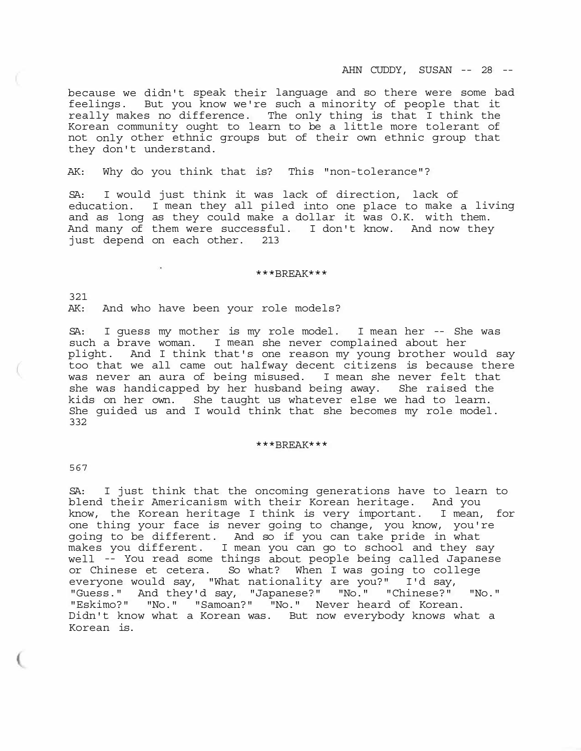because we didn't speak their language and so there were some bad feelings. But you know we're such a minority of people that it really makes no difference. The only thing is that I think the Korean community ought to learn to be a little more tolerant of not only other ethnic groups but of their own ethnic group that they don't understand.

AK: Why do you think that is? This "non-tolerance"?

SA: I would just think it was lack of direction, lack of education. I mean they all piled into one place to make a living and as long as they could make a dollar it was O.K. with them. And many of them were successful. I don't know. And now they just depend on each other. 213

***BREAK***

321
AK: And who have been your role models?

SA: I guess my mother is my role model. I mean her -- She was such a brave woman. I mean she never complained about her plight. And I think that's one reason my young brother would say too that we all came out halfway decent citizens is because there was never an aura of being misused. I mean she never felt that she was handicapped by her husband being away. She raised the kids on her own. She taught us whatever else we had to learn. She guided us and I would think that she becomes my role model. 332

***BREAK***

567

SA: I just think that the oncoming generations have to learn to blend their Americanism with their Korean heritage. And you know, the Korean heritage I think is very important. I mean, for one thing your face is never going to change, you know, you're going to be different. And so if you can take pride in what makes you different. I mean you can go to school and they say well -- You read some things about people being called Japanese or Chinese et cetera. So what? When I was going to college everyone would say, "What nationality are you?" I'd say, "Guess." And they'd say, "Japanese?" "No." "Chinese?" "No." "Eskimo?" "No." "Samoan?" "No." Never heard of Korean. Didn't know what a Korean was. But now everybody knows what a Korean is.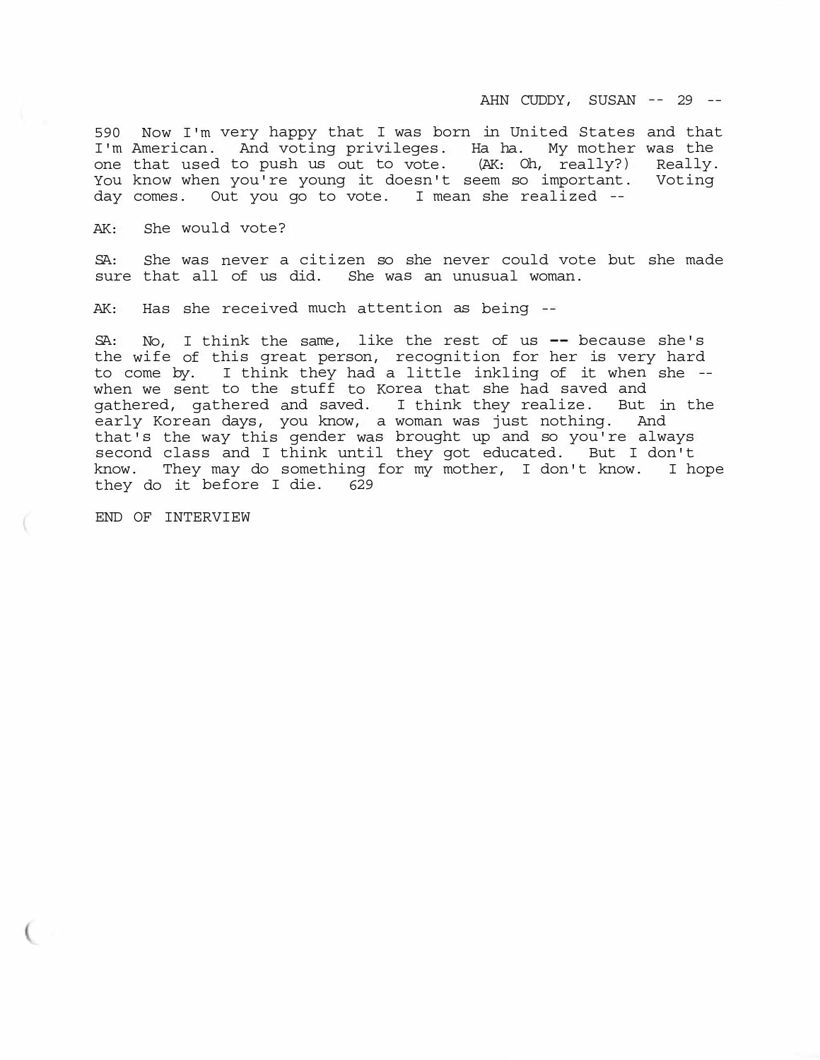590 Now I'm very happy that I was born in United States and that I'm American. And voting privileges. Ha ha. My mother was the one that used to push us out to vote. (AK: Oh, really?) Really. You know when you're young it doesn't seem so important. Voting day comes. Out you go to vote. I mean she realized --

AK: She would vote?

SA: She was never a citizen so she never could vote but she made sure that all of us did. She was an unusual woman.

AK: Has she received much attention as being --

SA: No, I think the same, like the rest of us -- because she's the wife of this great person, recognition for her is very hard to come by. I think they had a little inkling of it when she -- when we sent to the stuff to Korea that she had saved and gathered, gathered and saved. I think they realize. But in the early Korean days, you know, a woman was just nothing. And that's the way this gender was brought up and so you're always second class and I think until they got educated. But I don't know. They may do something for my mother, I don't know. I hope they do it before I die. 629

END OF INTERVIEW